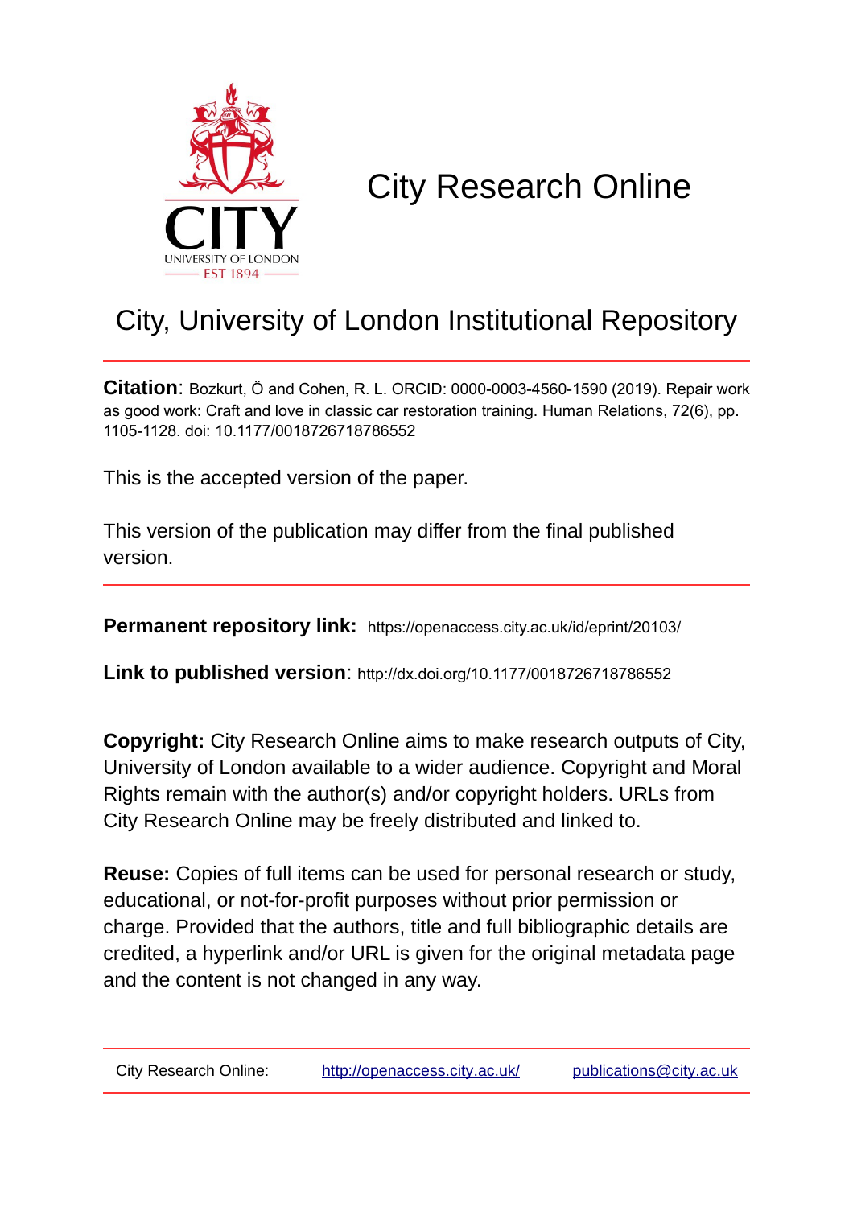# City Research Online

## City, University of London Institutional Repository

**Citation**: Bozkurt, Ö and Cohen, R. L. ORCID: 0000-0003-4560-1590 (2019). Repair work as good work: Craft and love in classic car restoration training. Human Relations, 72(6), pp. 1105-1128. doi: 10.1177/0018726718786552

This is the accepted version of the paper.

This version of the publication may differ from the final published version.

---

**Permanent repository link:** https://openaccess.city.ac.uk/id/eprint/20103/

**Link to published version**: http://dx.doi.org/10.1177/0018726718786552

**Copyright:** City Research Online aims to make research outputs of City, University of London available to a wider audience. Copyright and Moral Rights remain with the author(s) and/or copyright holders. URLs from City Research Online may be freely distributed and linked to.

**Reuse:** Copies of full items can be used for personal research or study, educational, or not-for-profit purposes without prior permission or charge. Provided that the authors, title and full bibliographic details are credited, a hyperlink and/or URL is given for the original metadata page and the content is not changed in any way.

---

City Research Online: http://openaccess.city.ac.uk/ publications@city.ac.uk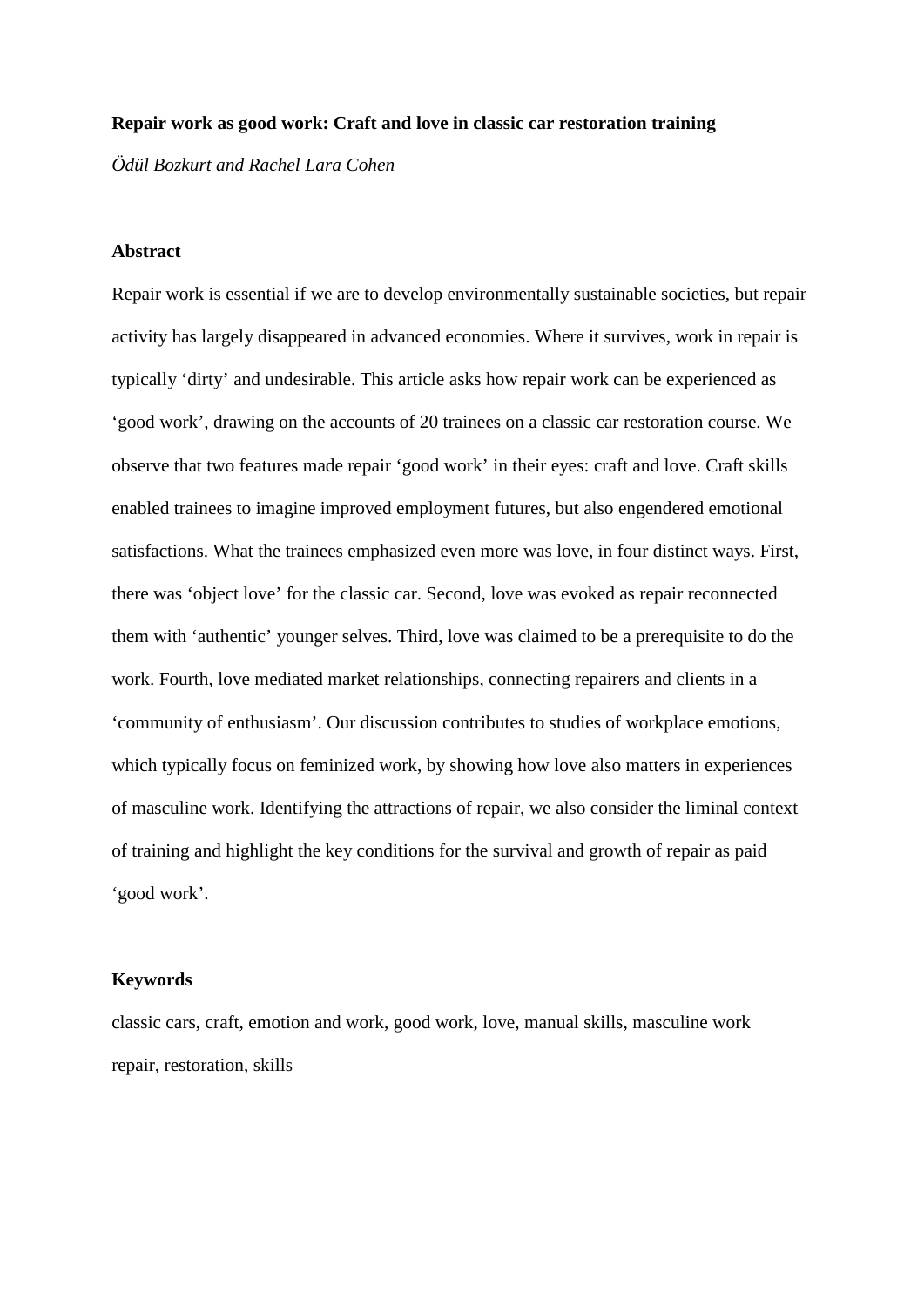**Repair work as good work: Craft and love in classic car restoration training**

*Ödül Bozkurt and Rachel Lara Cohen*

**Abstract**

Repair work is essential if we are to develop environmentally sustainable societies, but repair activity has largely disappeared in advanced economies. Where it survives, work in repair is typically 'dirty' and undesirable. This article asks how repair work can be experienced as 'good work', drawing on the accounts of 20 trainees on a classic car restoration course. We observe that two features made repair 'good work' in their eyes: craft and love. Craft skills enabled trainees to imagine improved employment futures, but also engendered emotional satisfactions. What the trainees emphasized even more was love, in four distinct ways. First, there was 'object love' for the classic car. Second, love was evoked as repair reconnected them with 'authentic' younger selves. Third, love was claimed to be a prerequisite to do the work. Fourth, love mediated market relationships, connecting repairers and clients in a 'community of enthusiasm'. Our discussion contributes to studies of workplace emotions, which typically focus on feminized work, by showing how love also matters in experiences of masculine work. Identifying the attractions of repair, we also consider the liminal context of training and highlight the key conditions for the survival and growth of repair as paid 'good work'.

**Keywords**

classic cars, craft, emotion and work, good work, love, manual skills, masculine work repair, restoration, skills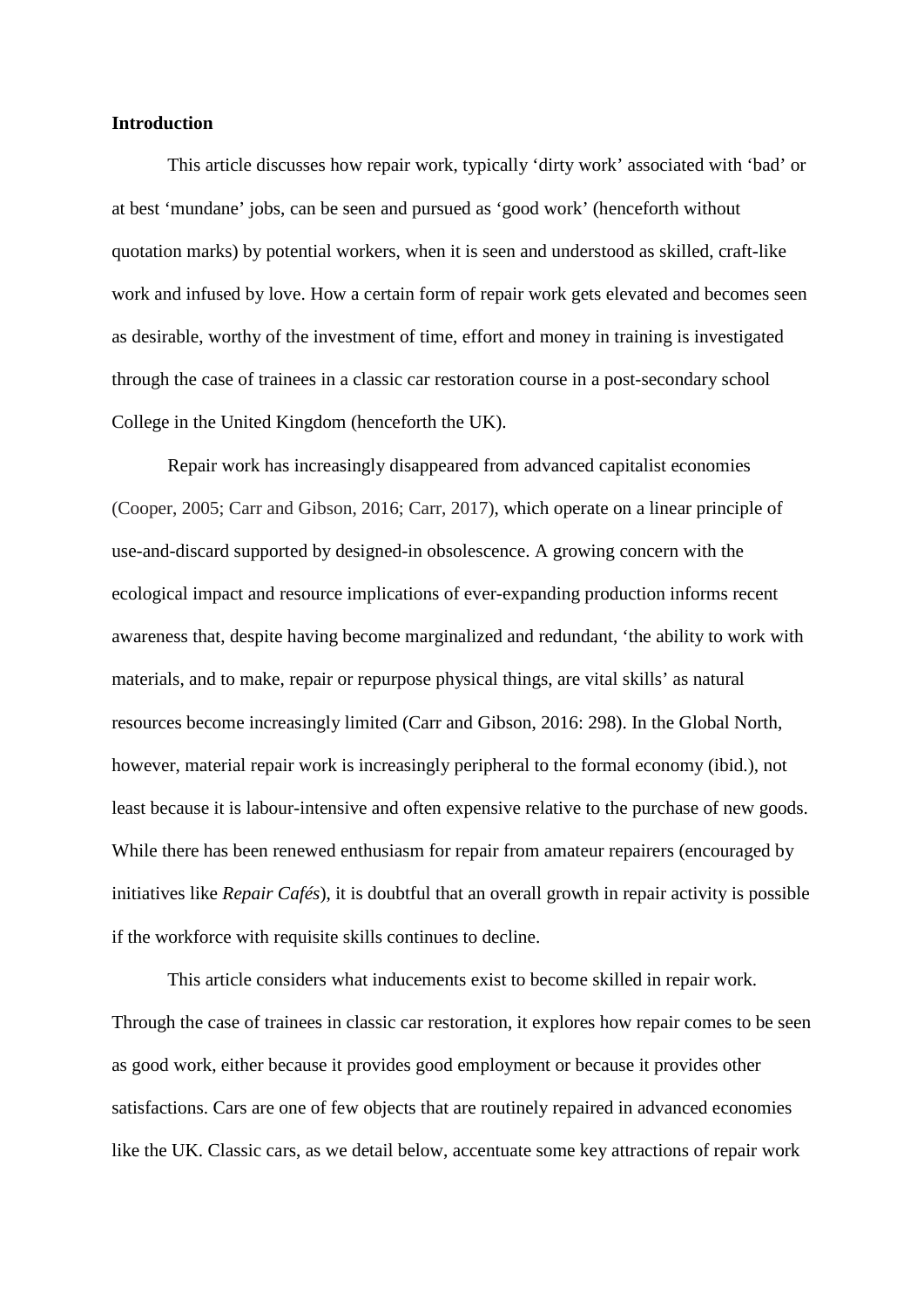## Introduction

This article discusses how repair work, typically ‘dirty work’ associated with ‘bad’ or at best ‘mundane’ jobs, can be seen and pursued as ‘good work’ (henceforth without quotation marks) by potential workers, when it is seen and understood as skilled, craft-like work and infused by love. How a certain form of repair work gets elevated and becomes seen as desirable, worthy of the investment of time, effort and money in training is investigated through the case of trainees in a classic car restoration course in a post-secondary school College in the United Kingdom (henceforth the UK).

Repair work has increasingly disappeared from advanced capitalist economies (Cooper, 2005; Carr and Gibson, 2016; Carr, 2017), which operate on a linear principle of use-and-discard supported by designed-in obsolescence. A growing concern with the ecological impact and resource implications of ever-expanding production informs recent awareness that, despite having become marginalized and redundant, ‘the ability to work with materials, and to make, repair or repurpose physical things, are vital skills’ as natural resources become increasingly limited (Carr and Gibson, 2016: 298). In the Global North, however, material repair work is increasingly peripheral to the formal economy (ibid.), not least because it is labour-intensive and often expensive relative to the purchase of new goods. While there has been renewed enthusiasm for repair from amateur repairers (encouraged by initiatives like *Repair Cafés*), it is doubtful that an overall growth in repair activity is possible if the workforce with requisite skills continues to decline.

This article considers what inducements exist to become skilled in repair work. Through the case of trainees in classic car restoration, it explores how repair comes to be seen as good work, either because it provides good employment or because it provides other satisfactions. Cars are one of few objects that are routinely repaired in advanced economies like the UK. Classic cars, as we detail below, accentuate some key attractions of repair work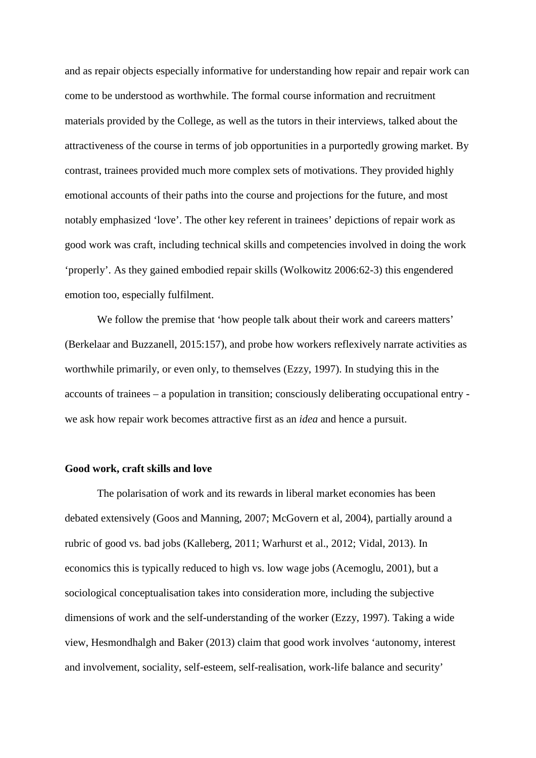and as repair objects especially informative for understanding how repair and repair work can come to be understood as worthwhile. The formal course information and recruitment materials provided by the College, as well as the tutors in their interviews, talked about the attractiveness of the course in terms of job opportunities in a purportedly growing market. By contrast, trainees provided much more complex sets of motivations. They provided highly emotional accounts of their paths into the course and projections for the future, and most notably emphasized 'love'. The other key referent in trainees' depictions of repair work as good work was craft, including technical skills and competencies involved in doing the work 'properly'. As they gained embodied repair skills (Wolkowitz 2006:62-3) this engendered emotion too, especially fulfilment.

We follow the premise that 'how people talk about their work and careers matters' (Berkelaar and Buzzanell, 2015:157), and probe how workers reflexively narrate activities as worthwhile primarily, or even only, to themselves (Ezzy, 1997). In studying this in the accounts of trainees – a population in transition; consciously deliberating occupational entry - we ask how repair work becomes attractive first as an *idea* and hence a pursuit.

**Good work, craft skills and love**

The polarisation of work and its rewards in liberal market economies has been debated extensively (Goos and Manning, 2007; McGovern et al, 2004), partially around a rubric of good vs. bad jobs (Kalleberg, 2011; Warhurst et al., 2012; Vidal, 2013). In economics this is typically reduced to high vs. low wage jobs (Acemoglu, 2001), but a sociological conceptualisation takes into consideration more, including the subjective dimensions of work and the self-understanding of the worker (Ezzy, 1997). Taking a wide view, Hesmondhalgh and Baker (2013) claim that good work involves 'autonomy, interest and involvement, sociality, self-esteem, self-realisation, work-life balance and security'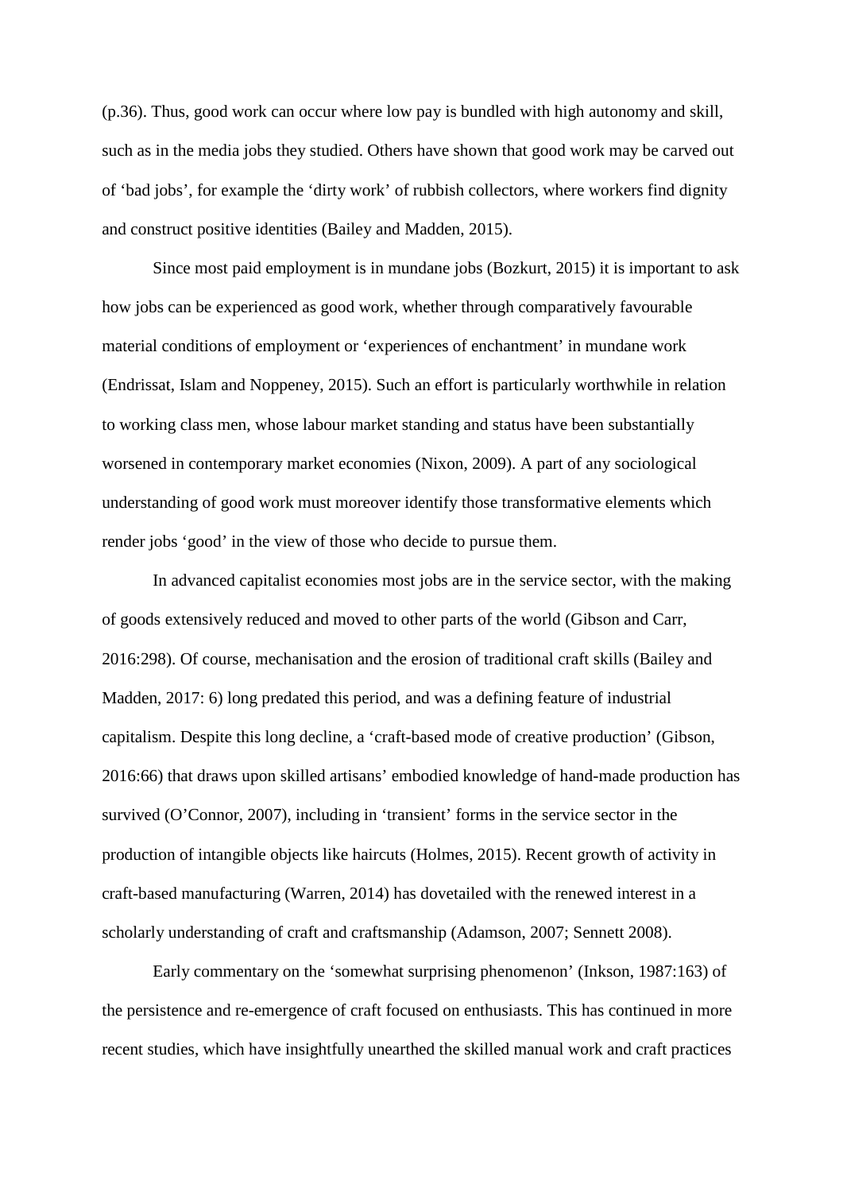(p.36). Thus, good work can occur where low pay is bundled with high autonomy and skill, such as in the media jobs they studied. Others have shown that good work may be carved out of ‘bad jobs’, for example the ‘dirty work’ of rubbish collectors, where workers find dignity and construct positive identities (Bailey and Madden, 2015).

Since most paid employment is in mundane jobs (Bozkurt, 2015) it is important to ask how jobs can be experienced as good work, whether through comparatively favourable material conditions of employment or ‘experiences of enchantment’ in mundane work (Endrissat, Islam and Noppeney, 2015). Such an effort is particularly worthwhile in relation to working class men, whose labour market standing and status have been substantially worsened in contemporary market economies (Nixon, 2009). A part of any sociological understanding of good work must moreover identify those transformative elements which render jobs ‘good’ in the view of those who decide to pursue them.

In advanced capitalist economies most jobs are in the service sector, with the making of goods extensively reduced and moved to other parts of the world (Gibson and Carr, 2016:298). Of course, mechanisation and the erosion of traditional craft skills (Bailey and Madden, 2017: 6) long predated this period, and was a defining feature of industrial capitalism. Despite this long decline, a ‘craft-based mode of creative production’ (Gibson, 2016:66) that draws upon skilled artisans’ embodied knowledge of hand-made production has survived (O’Connor, 2007), including in ‘transient’ forms in the service sector in the production of intangible objects like haircuts (Holmes, 2015). Recent growth of activity in craft-based manufacturing (Warren, 2014) has dovetailed with the renewed interest in a scholarly understanding of craft and craftsmanship (Adamson, 2007; Sennett 2008).

Early commentary on the ‘somewhat surprising phenomenon’ (Inkson, 1987:163) of the persistence and re-emergence of craft focused on enthusiasts. This has continued in more recent studies, which have insightfully unearthed the skilled manual work and craft practices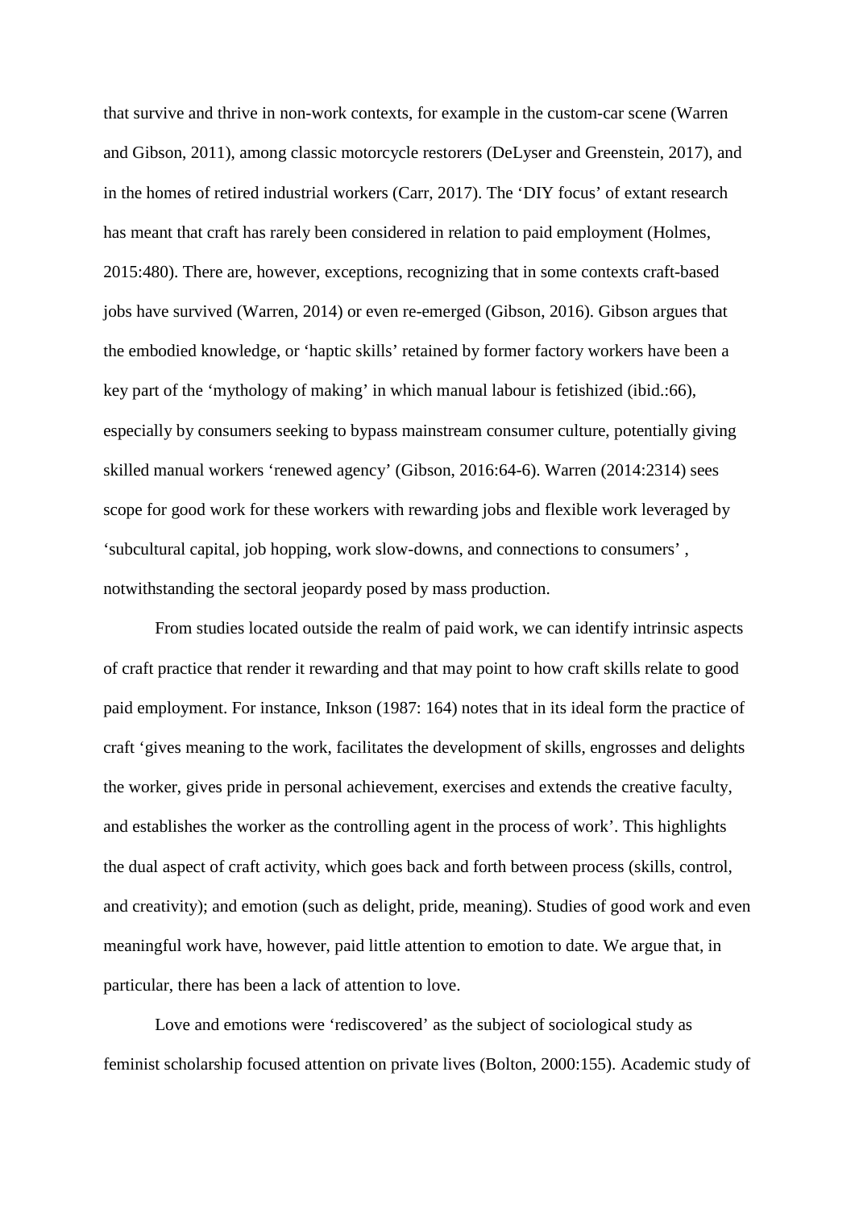that survive and thrive in non-work contexts, for example in the custom-car scene (Warren and Gibson, 2011), among classic motorcycle restorers (DeLyser and Greenstein, 2017), and in the homes of retired industrial workers (Carr, 2017). The 'DIY focus' of extant research has meant that craft has rarely been considered in relation to paid employment (Holmes, 2015:480). There are, however, exceptions, recognizing that in some contexts craft-based jobs have survived (Warren, 2014) or even re-emerged (Gibson, 2016). Gibson argues that the embodied knowledge, or 'haptic skills' retained by former factory workers have been a key part of the 'mythology of making' in which manual labour is fetishized (ibid.:66), especially by consumers seeking to bypass mainstream consumer culture, potentially giving skilled manual workers 'renewed agency' (Gibson, 2016:64-6). Warren (2014:2314) sees scope for good work for these workers with rewarding jobs and flexible work leveraged by 'subcultural capital, job hopping, work slow-downs, and connections to consumers' , notwithstanding the sectoral jeopardy posed by mass production.

From studies located outside the realm of paid work, we can identify intrinsic aspects of craft practice that render it rewarding and that may point to how craft skills relate to good paid employment. For instance, Inkson (1987: 164) notes that in its ideal form the practice of craft 'gives meaning to the work, facilitates the development of skills, engrosses and delights the worker, gives pride in personal achievement, exercises and extends the creative faculty, and establishes the worker as the controlling agent in the process of work'. This highlights the dual aspect of craft activity, which goes back and forth between process (skills, control, and creativity); and emotion (such as delight, pride, meaning). Studies of good work and even meaningful work have, however, paid little attention to emotion to date. We argue that, in particular, there has been a lack of attention to love.

Love and emotions were 'rediscovered' as the subject of sociological study as feminist scholarship focused attention on private lives (Bolton, 2000:155). Academic study of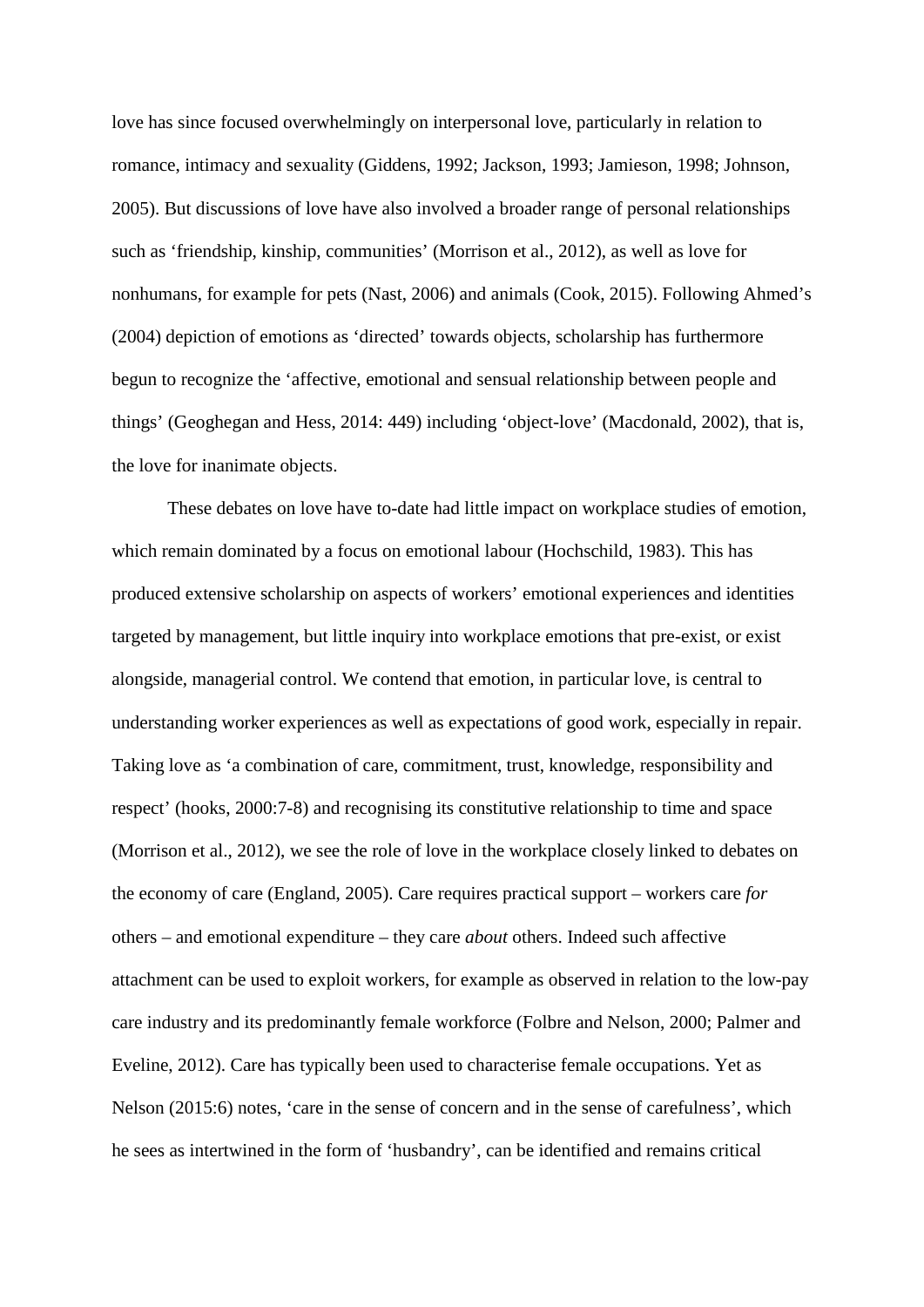love has since focused overwhelmingly on interpersonal love, particularly in relation to romance, intimacy and sexuality (Giddens, 1992; Jackson, 1993; Jamieson, 1998; Johnson, 2005). But discussions of love have also involved a broader range of personal relationships such as 'friendship, kinship, communities' (Morrison et al., 2012), as well as love for nonhumans, for example for pets (Nast, 2006) and animals (Cook, 2015). Following Ahmed's (2004) depiction of emotions as 'directed' towards objects, scholarship has furthermore begun to recognize the 'affective, emotional and sensual relationship between people and things' (Geoghegan and Hess, 2014: 449) including 'object-love' (Macdonald, 2002), that is, the love for inanimate objects.

These debates on love have to-date had little impact on workplace studies of emotion, which remain dominated by a focus on emotional labour (Hochschild, 1983). This has produced extensive scholarship on aspects of workers' emotional experiences and identities targeted by management, but little inquiry into workplace emotions that pre-exist, or exist alongside, managerial control. We contend that emotion, in particular love, is central to understanding worker experiences as well as expectations of good work, especially in repair. Taking love as 'a combination of care, commitment, trust, knowledge, responsibility and respect' (hooks, 2000:7-8) and recognising its constitutive relationship to time and space (Morrison et al., 2012), we see the role of love in the workplace closely linked to debates on the economy of care (England, 2005). Care requires practical support – workers care *for* others – and emotional expenditure – they care *about* others. Indeed such affective attachment can be used to exploit workers, for example as observed in relation to the low-pay care industry and its predominantly female workforce (Folbre and Nelson, 2000; Palmer and Eveline, 2012). Care has typically been used to characterise female occupations. Yet as Nelson (2015:6) notes, 'care in the sense of concern and in the sense of carefulness', which he sees as intertwined in the form of 'husbandry', can be identified and remains critical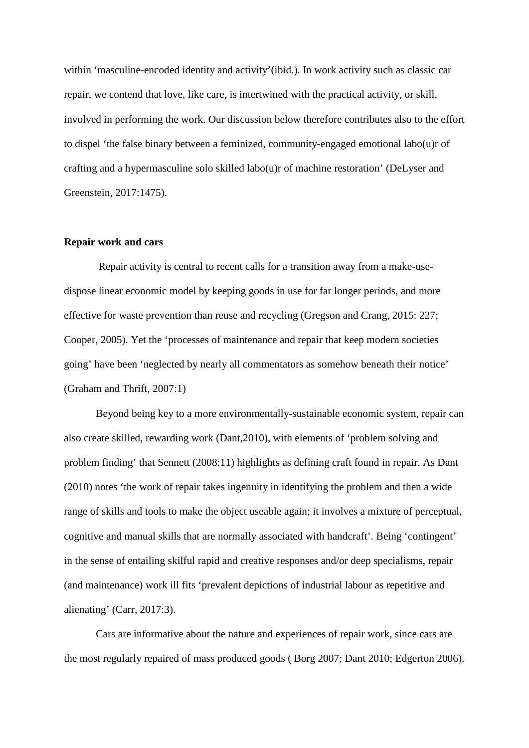within 'masculine-encoded identity and activity'(ibid.). In work activity such as classic car repair, we contend that love, like care, is intertwined with the practical activity, or skill, involved in performing the work. Our discussion below therefore contributes also to the effort to dispel 'the false binary between a feminized, community-engaged emotional labo(u)r of crafting and a hypermasculine solo skilled labo(u)r of machine restoration' (DeLyser and Greenstein, 2017:1475).

**Repair work and cars**

Repair activity is central to recent calls for a transition away from a make-use-dispose linear economic model by keeping goods in use for far longer periods, and more effective for waste prevention than reuse and recycling (Gregson and Crang, 2015: 227; Cooper, 2005). Yet the 'processes of maintenance and repair that keep modern societies going' have been 'neglected by nearly all commentators as somehow beneath their notice' (Graham and Thrift, 2007:1)

Beyond being key to a more environmentally-sustainable economic system, repair can also create skilled, rewarding work (Dant,2010), with elements of 'problem solving and problem finding' that Sennett (2008:11) highlights as defining craft found in repair. As Dant (2010) notes 'the work of repair takes ingenuity in identifying the problem and then a wide range of skills and tools to make the object useable again; it involves a mixture of perceptual, cognitive and manual skills that are normally associated with handcraft'. Being 'contingent' in the sense of entailing skilful rapid and creative responses and/or deep specialisms, repair (and maintenance) work ill fits 'prevalent depictions of industrial labour as repetitive and alienating' (Carr, 2017:3).

Cars are informative about the nature and experiences of repair work, since cars are the most regularly repaired of mass produced goods ( Borg 2007; Dant 2010; Edgerton 2006).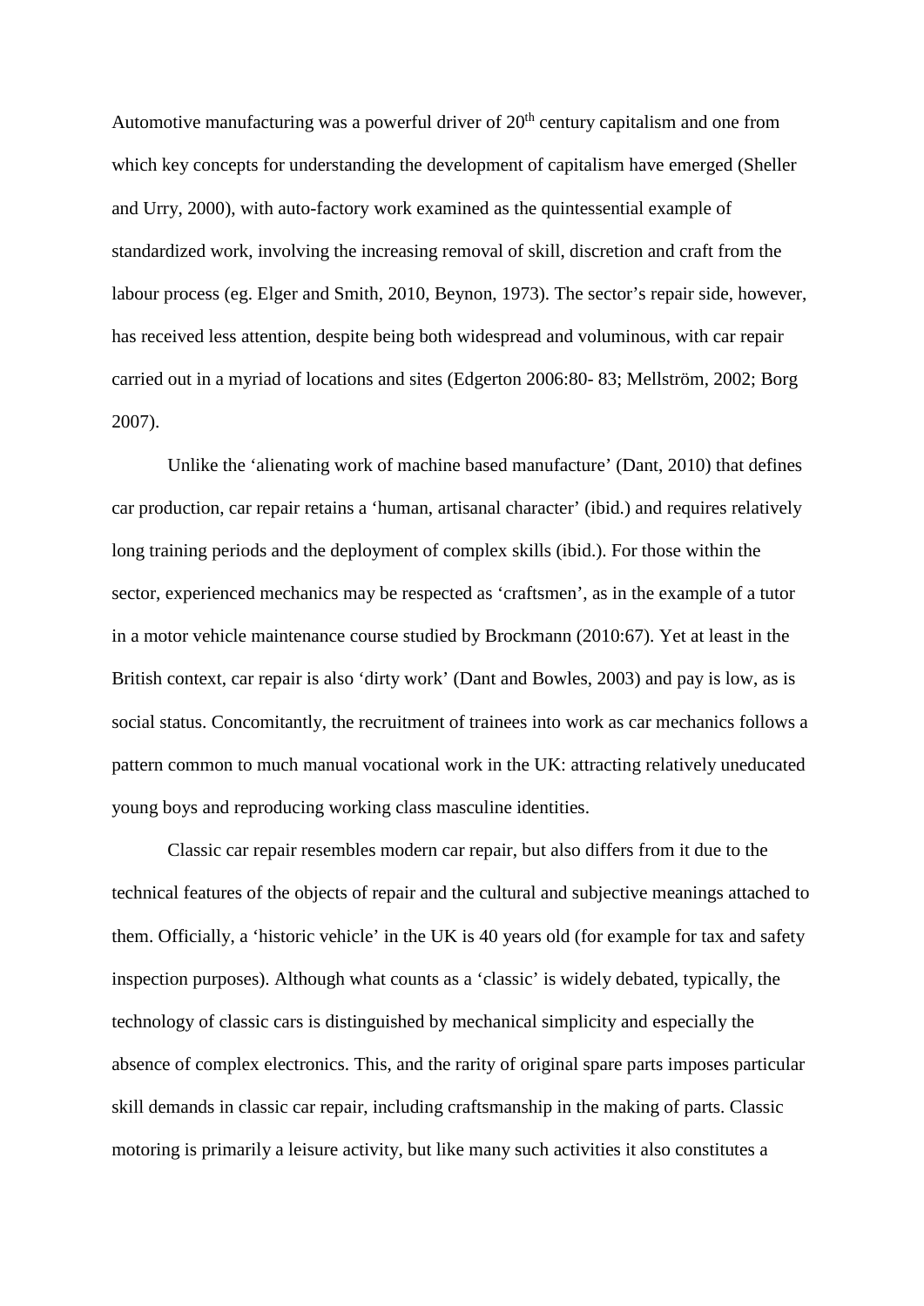Automotive manufacturing was a powerful driver of 20th century capitalism and one from which key concepts for understanding the development of capitalism have emerged (Sheller and Urry, 2000), with auto-factory work examined as the quintessential example of standardized work, involving the increasing removal of skill, discretion and craft from the labour process (eg. Elger and Smith, 2010, Beynon, 1973). The sector's repair side, however, has received less attention, despite being both widespread and voluminous, with car repair carried out in a myriad of locations and sites (Edgerton 2006:80- 83; Mellström, 2002; Borg 2007).

Unlike the 'alienating work of machine based manufacture' (Dant, 2010) that defines car production, car repair retains a 'human, artisanal character' (ibid.) and requires relatively long training periods and the deployment of complex skills (ibid.). For those within the sector, experienced mechanics may be respected as 'craftsmen', as in the example of a tutor in a motor vehicle maintenance course studied by Brockmann (2010:67). Yet at least in the British context, car repair is also 'dirty work' (Dant and Bowles, 2003) and pay is low, as is social status. Concomitantly, the recruitment of trainees into work as car mechanics follows a pattern common to much manual vocational work in the UK: attracting relatively uneducated young boys and reproducing working class masculine identities.

Classic car repair resembles modern car repair, but also differs from it due to the technical features of the objects of repair and the cultural and subjective meanings attached to them. Officially, a 'historic vehicle' in the UK is 40 years old (for example for tax and safety inspection purposes). Although what counts as a 'classic' is widely debated, typically, the technology of classic cars is distinguished by mechanical simplicity and especially the absence of complex electronics. This, and the rarity of original spare parts imposes particular skill demands in classic car repair, including craftsmanship in the making of parts. Classic motoring is primarily a leisure activity, but like many such activities it also constitutes a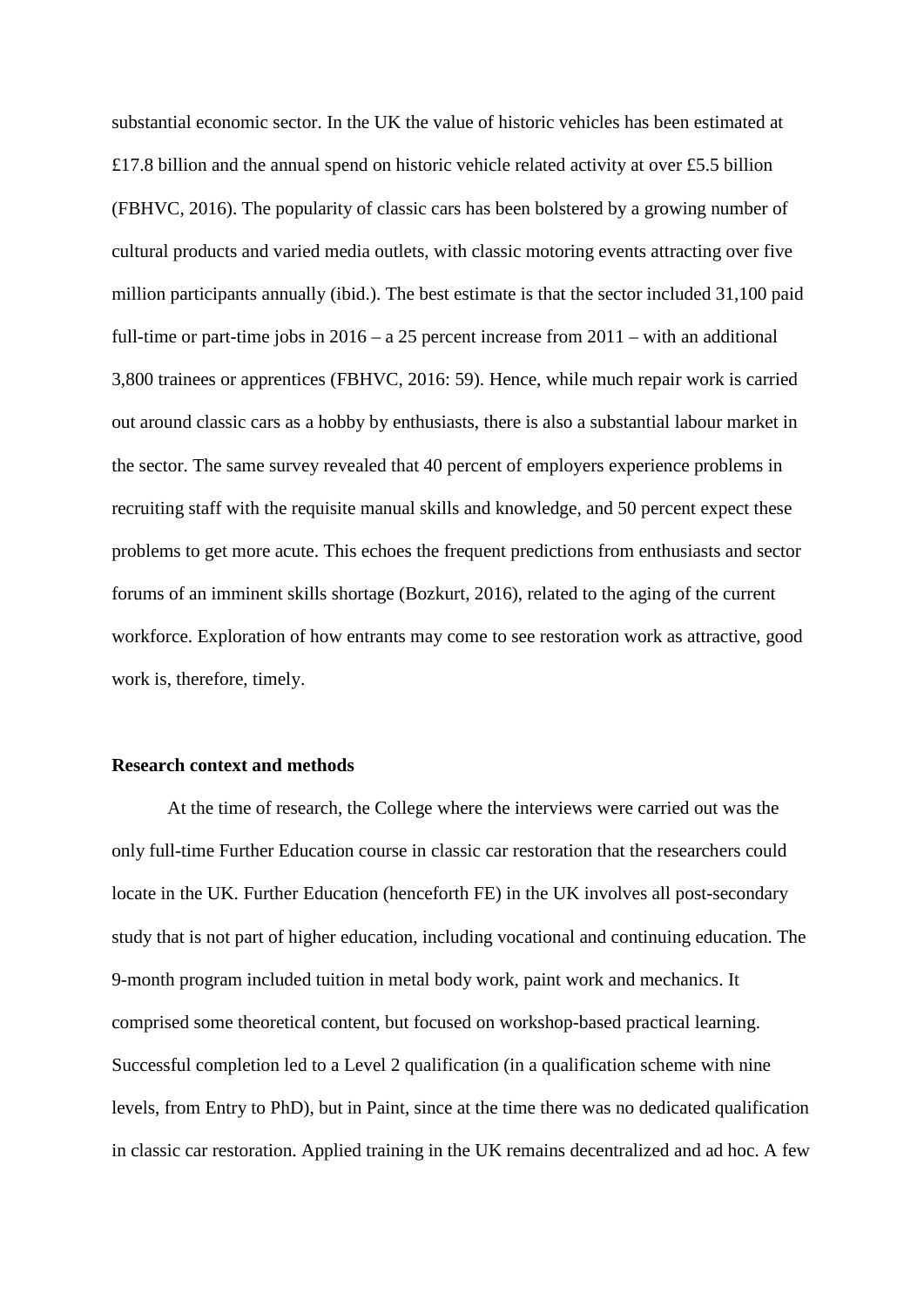substantial economic sector. In the UK the value of historic vehicles has been estimated at £17.8 billion and the annual spend on historic vehicle related activity at over £5.5 billion (FBHVC, 2016). The popularity of classic cars has been bolstered by a growing number of cultural products and varied media outlets, with classic motoring events attracting over five million participants annually (ibid.). The best estimate is that the sector included 31,100 paid full-time or part-time jobs in 2016 – a 25 percent increase from 2011 – with an additional 3,800 trainees or apprentices (FBHVC, 2016: 59). Hence, while much repair work is carried out around classic cars as a hobby by enthusiasts, there is also a substantial labour market in the sector. The same survey revealed that 40 percent of employers experience problems in recruiting staff with the requisite manual skills and knowledge, and 50 percent expect these problems to get more acute. This echoes the frequent predictions from enthusiasts and sector forums of an imminent skills shortage (Bozkurt, 2016), related to the aging of the current workforce. Exploration of how entrants may come to see restoration work as attractive, good work is, therefore, timely.

**Research context and methods**

At the time of research, the College where the interviews were carried out was the only full-time Further Education course in classic car restoration that the researchers could locate in the UK. Further Education (henceforth FE) in the UK involves all post-secondary study that is not part of higher education, including vocational and continuing education. The 9-month program included tuition in metal body work, paint work and mechanics. It comprised some theoretical content, but focused on workshop-based practical learning. Successful completion led to a Level 2 qualification (in a qualification scheme with nine levels, from Entry to PhD), but in Paint, since at the time there was no dedicated qualification in classic car restoration. Applied training in the UK remains decentralized and ad hoc. A few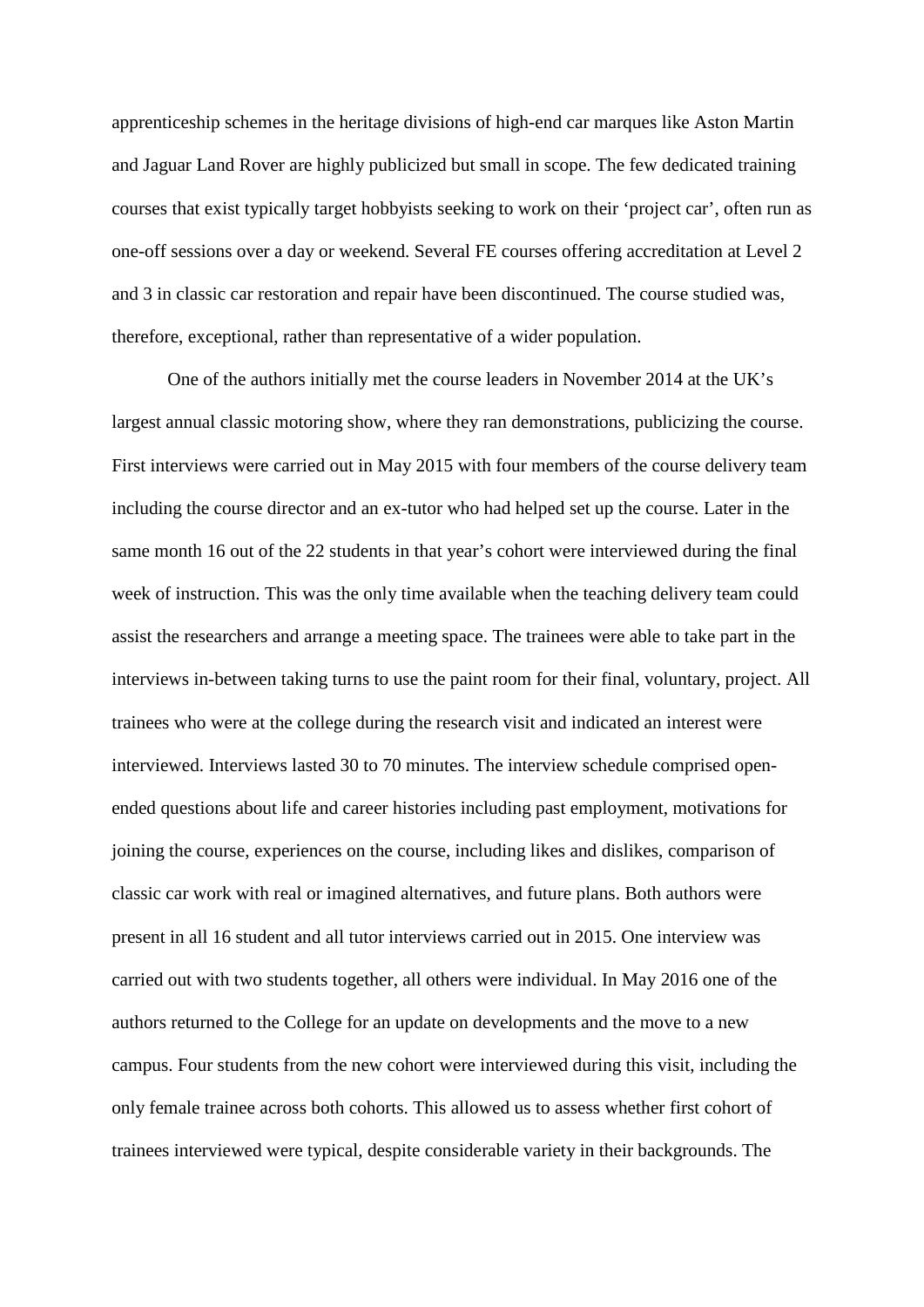apprenticeship schemes in the heritage divisions of high-end car marques like Aston Martin and Jaguar Land Rover are highly publicized but small in scope. The few dedicated training courses that exist typically target hobbyists seeking to work on their 'project car', often run as one-off sessions over a day or weekend. Several FE courses offering accreditation at Level 2 and 3 in classic car restoration and repair have been discontinued. The course studied was, therefore, exceptional, rather than representative of a wider population.

One of the authors initially met the course leaders in November 2014 at the UK's largest annual classic motoring show, where they ran demonstrations, publicizing the course. First interviews were carried out in May 2015 with four members of the course delivery team including the course director and an ex-tutor who had helped set up the course. Later in the same month 16 out of the 22 students in that year's cohort were interviewed during the final week of instruction. This was the only time available when the teaching delivery team could assist the researchers and arrange a meeting space. The trainees were able to take part in the interviews in-between taking turns to use the paint room for their final, voluntary, project. All trainees who were at the college during the research visit and indicated an interest were interviewed. Interviews lasted 30 to 70 minutes. The interview schedule comprised open-ended questions about life and career histories including past employment, motivations for joining the course, experiences on the course, including likes and dislikes, comparison of classic car work with real or imagined alternatives, and future plans. Both authors were present in all 16 student and all tutor interviews carried out in 2015. One interview was carried out with two students together, all others were individual. In May 2016 one of the authors returned to the College for an update on developments and the move to a new campus. Four students from the new cohort were interviewed during this visit, including the only female trainee across both cohorts. This allowed us to assess whether first cohort of trainees interviewed were typical, despite considerable variety in their backgrounds. The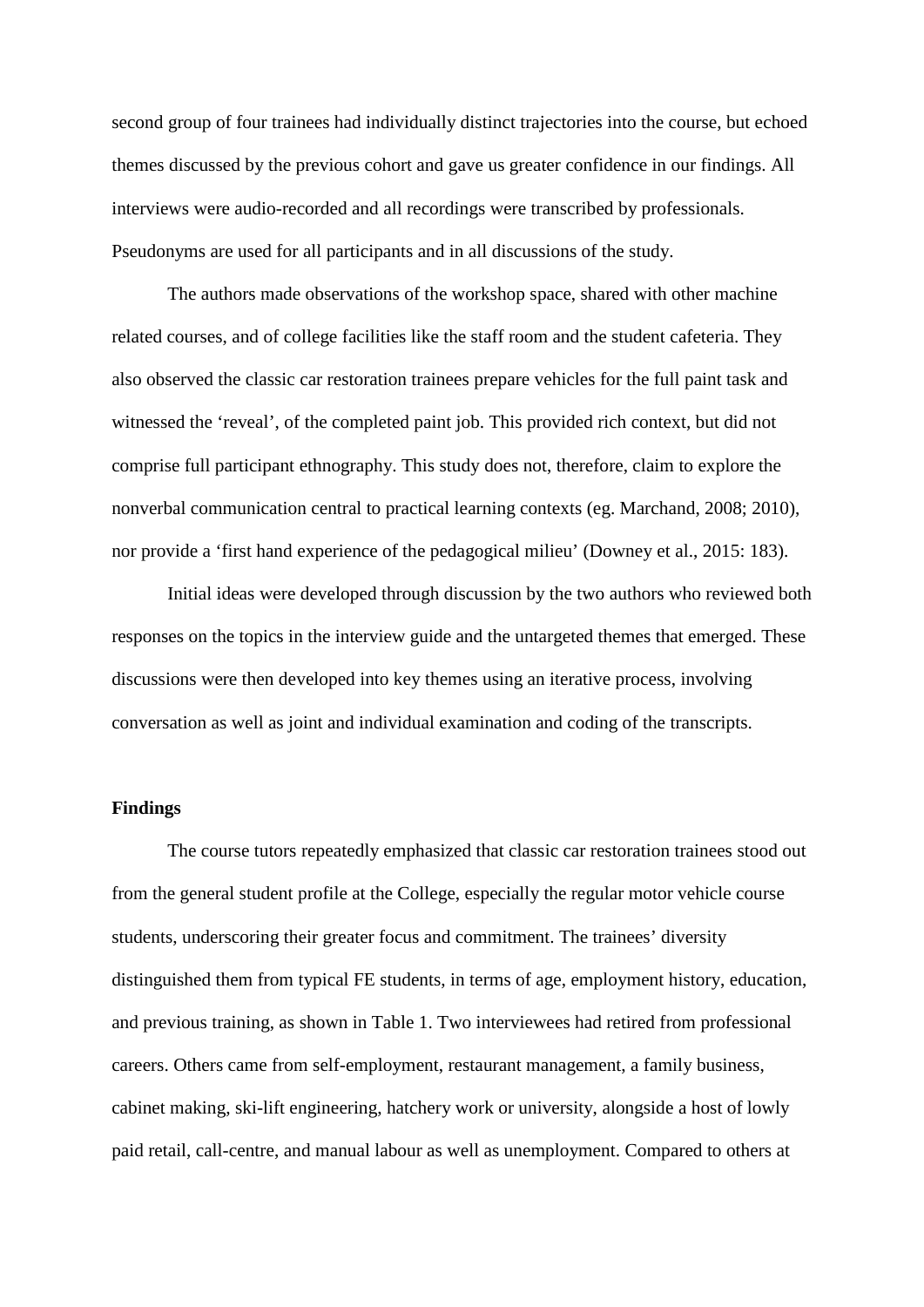second group of four trainees had individually distinct trajectories into the course, but echoed themes discussed by the previous cohort and gave us greater confidence in our findings. All interviews were audio-recorded and all recordings were transcribed by professionals. Pseudonyms are used for all participants and in all discussions of the study.

The authors made observations of the workshop space, shared with other machine related courses, and of college facilities like the staff room and the student cafeteria. They also observed the classic car restoration trainees prepare vehicles for the full paint task and witnessed the 'reveal', of the completed paint job. This provided rich context, but did not comprise full participant ethnography. This study does not, therefore, claim to explore the nonverbal communication central to practical learning contexts (eg. Marchand, 2008; 2010), nor provide a 'first hand experience of the pedagogical milieu' (Downey et al., 2015: 183).

Initial ideas were developed through discussion by the two authors who reviewed both responses on the topics in the interview guide and the untargeted themes that emerged. These discussions were then developed into key themes using an iterative process, involving conversation as well as joint and individual examination and coding of the transcripts.

## Findings

The course tutors repeatedly emphasized that classic car restoration trainees stood out from the general student profile at the College, especially the regular motor vehicle course students, underscoring their greater focus and commitment. The trainees' diversity distinguished them from typical FE students, in terms of age, employment history, education, and previous training, as shown in Table 1. Two interviewees had retired from professional careers. Others came from self-employment, restaurant management, a family business, cabinet making, ski-lift engineering, hatchery work or university, alongside a host of lowly paid retail, call-centre, and manual labour as well as unemployment. Compared to others at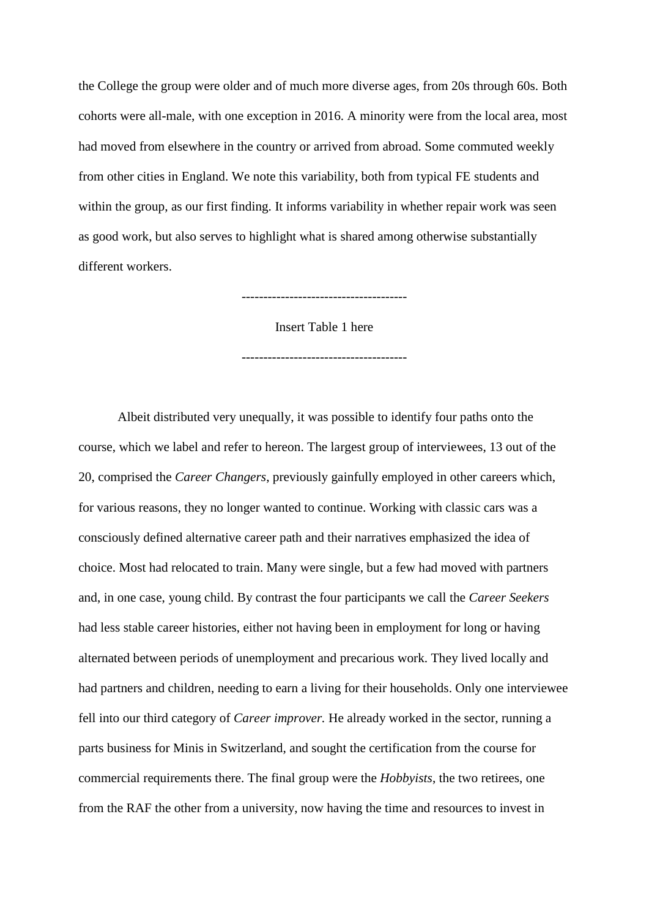the College the group were older and of much more diverse ages, from 20s through 60s. Both cohorts were all-male, with one exception in 2016. A minority were from the local area, most had moved from elsewhere in the country or arrived from abroad. Some commuted weekly from other cities in England. We note this variability, both from typical FE students and within the group, as our first finding. It informs variability in whether repair work was seen as good work, but also serves to highlight what is shared among otherwise substantially different workers.

-------------------------------------

Insert Table 1 here

-------------------------------------

Albeit distributed very unequally, it was possible to identify four paths onto the course, which we label and refer to hereon. The largest group of interviewees, 13 out of the 20, comprised the *Career Changers*, previously gainfully employed in other careers which, for various reasons, they no longer wanted to continue. Working with classic cars was a consciously defined alternative career path and their narratives emphasized the idea of choice. Most had relocated to train. Many were single, but a few had moved with partners and, in one case, young child. By contrast the four participants we call the *Career Seekers* had less stable career histories, either not having been in employment for long or having alternated between periods of unemployment and precarious work. They lived locally and had partners and children, needing to earn a living for their households. Only one interviewee fell into our third category of *Career improver.* He already worked in the sector, running a parts business for Minis in Switzerland, and sought the certification from the course for commercial requirements there. The final group were the *Hobbyists*, the two retirees, one from the RAF the other from a university, now having the time and resources to invest in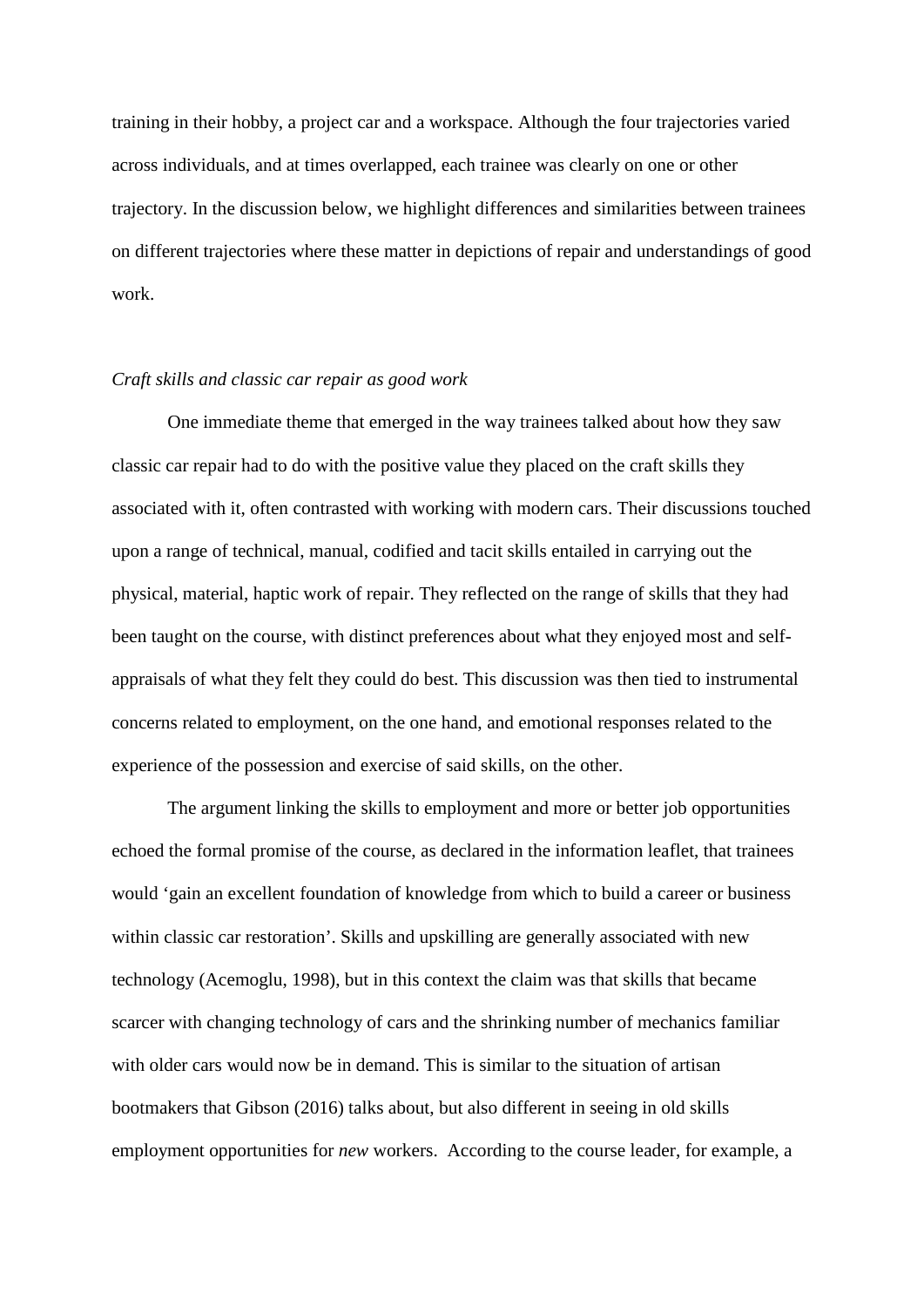training in their hobby, a project car and a workspace. Although the four trajectories varied across individuals, and at times overlapped, each trainee was clearly on one or other trajectory. In the discussion below, we highlight differences and similarities between trainees on different trajectories where these matter in depictions of repair and understandings of good work.

*Craft skills and classic car repair as good work*

One immediate theme that emerged in the way trainees talked about how they saw classic car repair had to do with the positive value they placed on the craft skills they associated with it, often contrasted with working with modern cars. Their discussions touched upon a range of technical, manual, codified and tacit skills entailed in carrying out the physical, material, haptic work of repair. They reflected on the range of skills that they had been taught on the course, with distinct preferences about what they enjoyed most and self-appraisals of what they felt they could do best. This discussion was then tied to instrumental concerns related to employment, on the one hand, and emotional responses related to the experience of the possession and exercise of said skills, on the other.

The argument linking the skills to employment and more or better job opportunities echoed the formal promise of the course, as declared in the information leaflet, that trainees would 'gain an excellent foundation of knowledge from which to build a career or business within classic car restoration'. Skills and upskilling are generally associated with new technology (Acemoglu, 1998), but in this context the claim was that skills that became scarcer with changing technology of cars and the shrinking number of mechanics familiar with older cars would now be in demand. This is similar to the situation of artisan bootmakers that Gibson (2016) talks about, but also different in seeing in old skills employment opportunities for *new* workers. According to the course leader, for example, a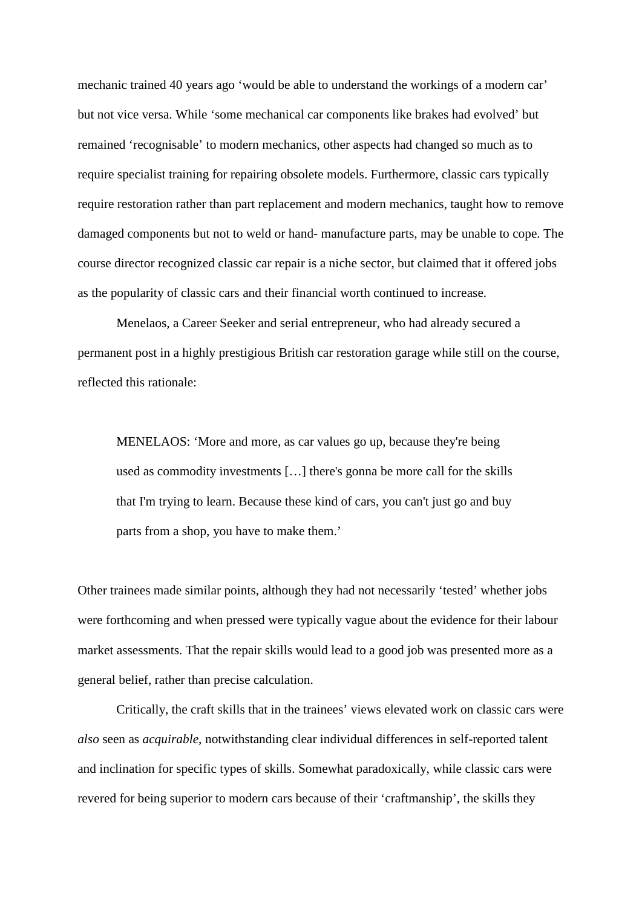mechanic trained 40 years ago 'would be able to understand the workings of a modern car' but not vice versa. While 'some mechanical car components like brakes had evolved' but remained 'recognisable' to modern mechanics, other aspects had changed so much as to require specialist training for repairing obsolete models. Furthermore, classic cars typically require restoration rather than part replacement and modern mechanics, taught how to remove damaged components but not to weld or hand- manufacture parts, may be unable to cope. The course director recognized classic car repair is a niche sector, but claimed that it offered jobs as the popularity of classic cars and their financial worth continued to increase.

Menelaos, a Career Seeker and serial entrepreneur, who had already secured a permanent post in a highly prestigious British car restoration garage while still on the course, reflected this rationale:

> MENELAOS: 'More and more, as car values go up, because they're being used as commodity investments […] there's gonna be more call for the skills that I'm trying to learn. Because these kind of cars, you can't just go and buy parts from a shop, you have to make them.'

Other trainees made similar points, although they had not necessarily 'tested' whether jobs were forthcoming and when pressed were typically vague about the evidence for their labour market assessments. That the repair skills would lead to a good job was presented more as a general belief, rather than precise calculation.

Critically, the craft skills that in the trainees' views elevated work on classic cars were *also* seen as *acquirable*, notwithstanding clear individual differences in self-reported talent and inclination for specific types of skills. Somewhat paradoxically, while classic cars were revered for being superior to modern cars because of their 'craftmanship', the skills they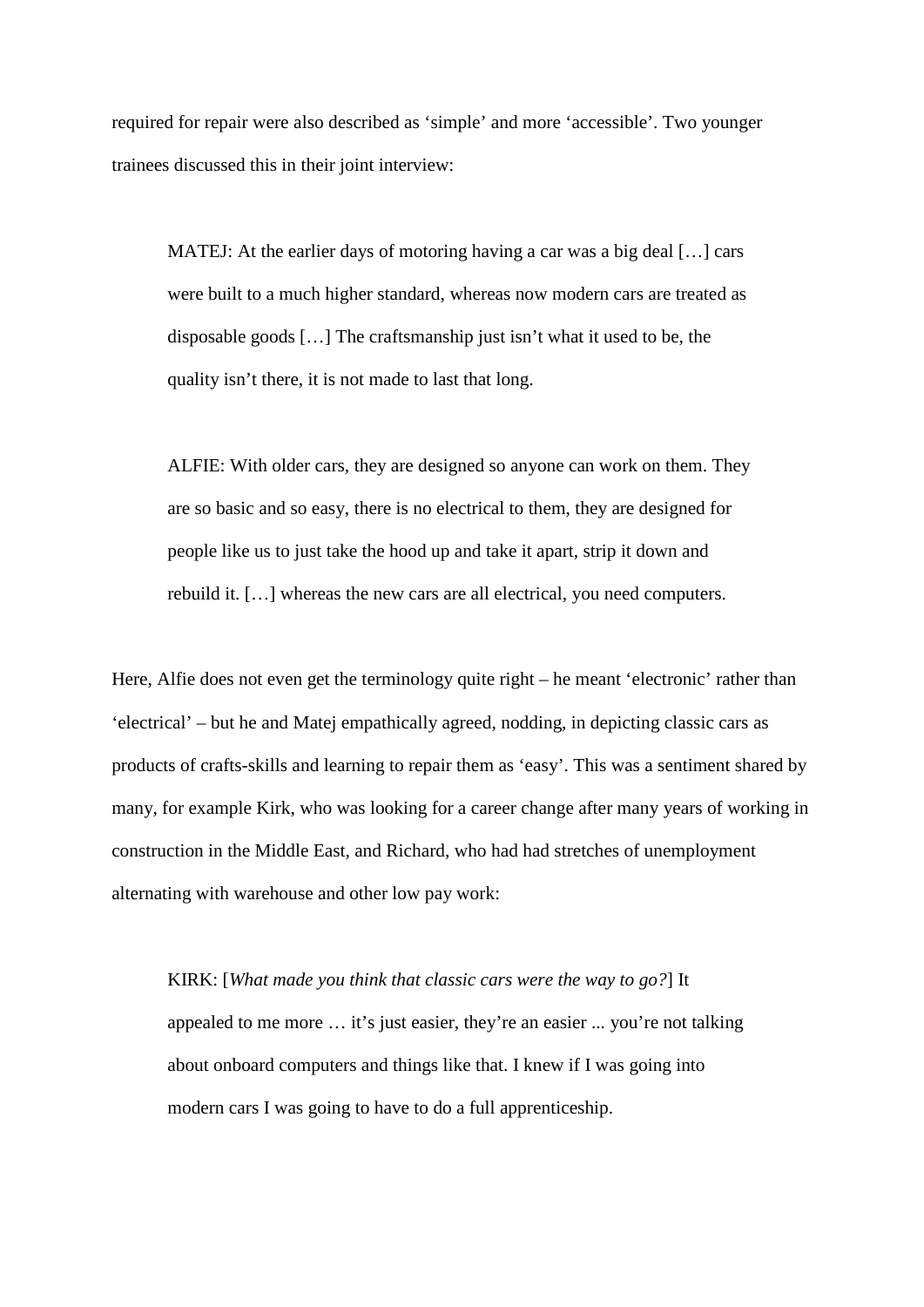required for repair were also described as 'simple' and more 'accessible'. Two younger trainees discussed this in their joint interview:

> MATEJ: At the earlier days of motoring having a car was a big deal […] cars were built to a much higher standard, whereas now modern cars are treated as disposable goods […] The craftsmanship just isn't what it used to be, the quality isn't there, it is not made to last that long.

> ALFIE: With older cars, they are designed so anyone can work on them. They are so basic and so easy, there is no electrical to them, they are designed for people like us to just take the hood up and take it apart, strip it down and rebuild it. […] whereas the new cars are all electrical, you need computers.

Here, Alfie does not even get the terminology quite right – he meant 'electronic' rather than 'electrical' – but he and Matej empathically agreed, nodding, in depicting classic cars as products of crafts-skills and learning to repair them as 'easy'. This was a sentiment shared by many, for example Kirk, who was looking for a career change after many years of working in construction in the Middle East, and Richard, who had had stretches of unemployment alternating with warehouse and other low pay work:

> KIRK: [*What made you think that classic cars were the way to go?*] It appealed to me more … it's just easier, they're an easier ... you're not talking about onboard computers and things like that. I knew if I was going into modern cars I was going to have to do a full apprenticeship.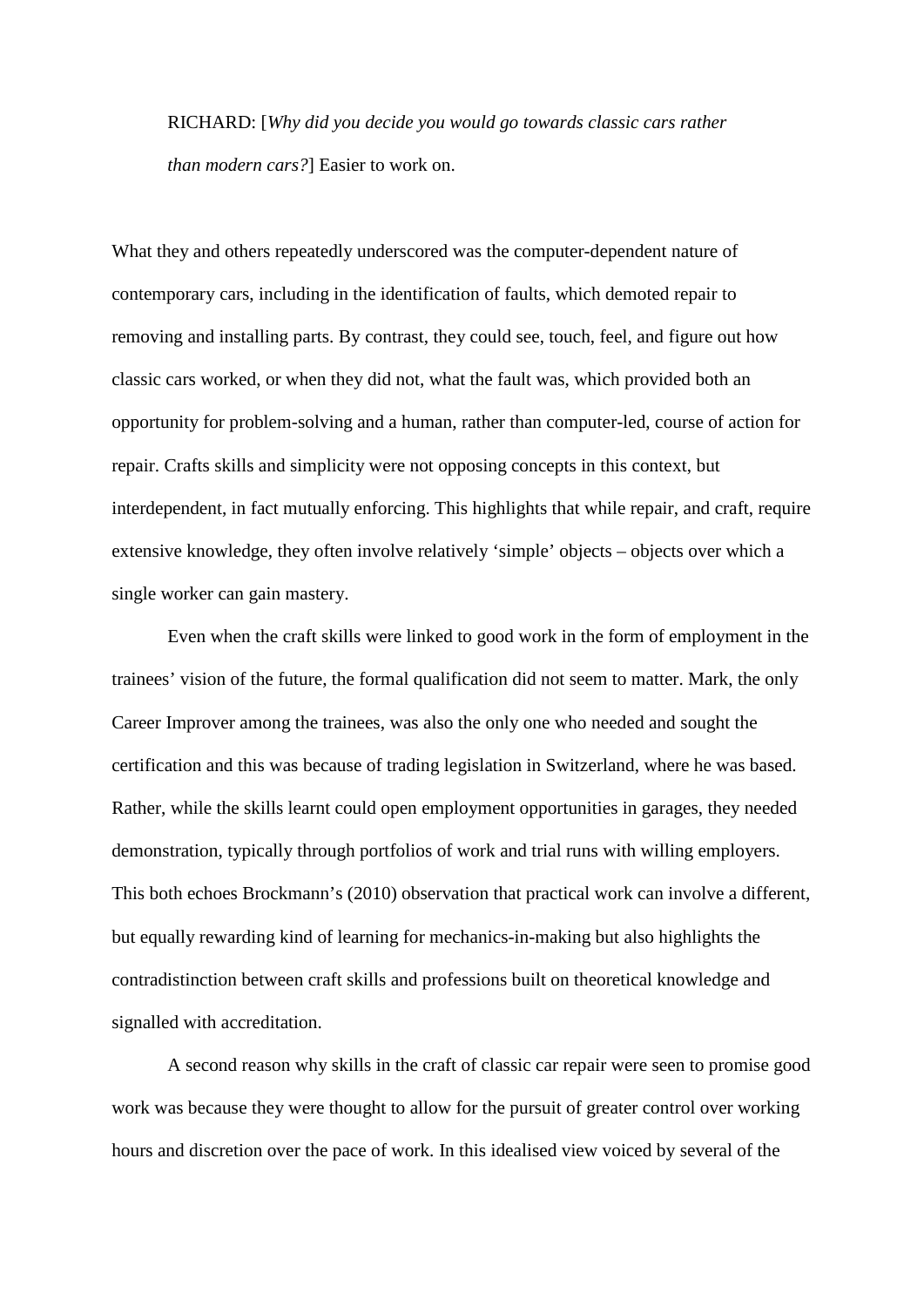RICHARD: [*Why did you decide you would go towards classic cars rather than modern cars?*] Easier to work on.

What they and others repeatedly underscored was the computer-dependent nature of contemporary cars, including in the identification of faults, which demoted repair to removing and installing parts. By contrast, they could see, touch, feel, and figure out how classic cars worked, or when they did not, what the fault was, which provided both an opportunity for problem-solving and a human, rather than computer-led, course of action for repair. Crafts skills and simplicity were not opposing concepts in this context, but interdependent, in fact mutually enforcing. This highlights that while repair, and craft, require extensive knowledge, they often involve relatively 'simple' objects – objects over which a single worker can gain mastery.

Even when the craft skills were linked to good work in the form of employment in the trainees' vision of the future, the formal qualification did not seem to matter. Mark, the only Career Improver among the trainees, was also the only one who needed and sought the certification and this was because of trading legislation in Switzerland, where he was based. Rather, while the skills learnt could open employment opportunities in garages, they needed demonstration, typically through portfolios of work and trial runs with willing employers. This both echoes Brockmann's (2010) observation that practical work can involve a different, but equally rewarding kind of learning for mechanics-in-making but also highlights the contradistinction between craft skills and professions built on theoretical knowledge and signalled with accreditation.

A second reason why skills in the craft of classic car repair were seen to promise good work was because they were thought to allow for the pursuit of greater control over working hours and discretion over the pace of work. In this idealised view voiced by several of the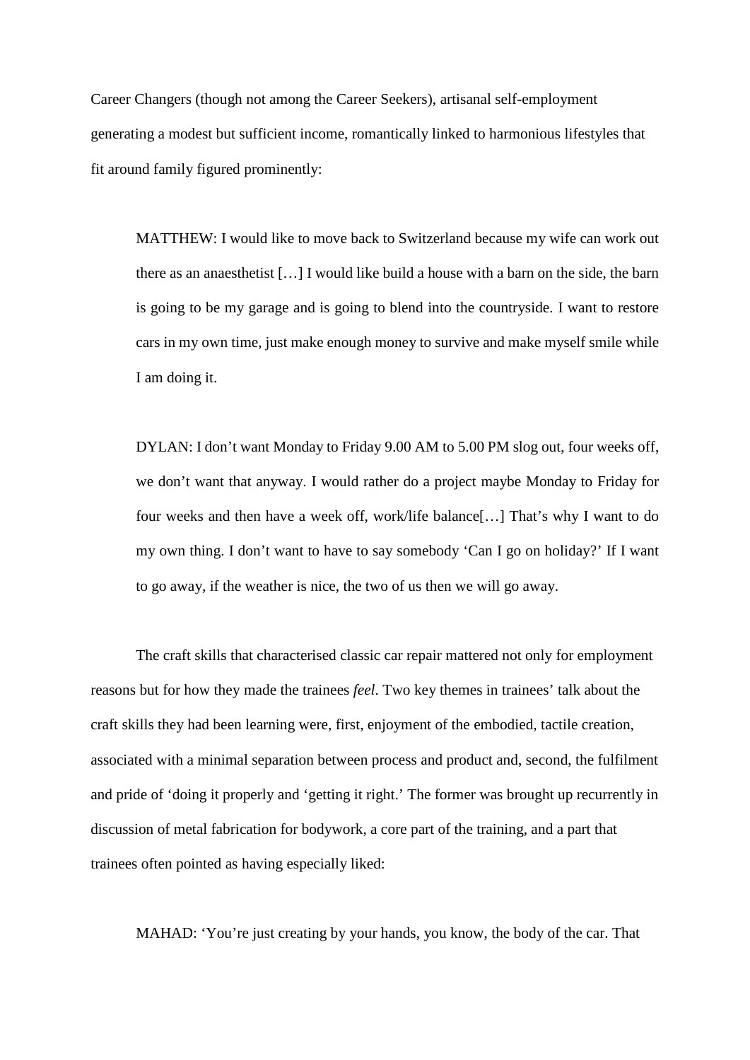Career Changers (though not among the Career Seekers), artisanal self-employment generating a modest but sufficient income, romantically linked to harmonious lifestyles that fit around family figured prominently:

> MATTHEW: I would like to move back to Switzerland because my wife can work out there as an anaesthetist […] I would like build a house with a barn on the side, the barn is going to be my garage and is going to blend into the countryside. I want to restore cars in my own time, just make enough money to survive and make myself smile while I am doing it.

> DYLAN: I don't want Monday to Friday 9.00 AM to 5.00 PM slog out, four weeks off, we don't want that anyway. I would rather do a project maybe Monday to Friday for four weeks and then have a week off, work/life balance[…] That's why I want to do my own thing. I don't want to have to say somebody 'Can I go on holiday?' If I want to go away, if the weather is nice, the two of us then we will go away.

The craft skills that characterised classic car repair mattered not only for employment reasons but for how they made the trainees *feel*. Two key themes in trainees' talk about the craft skills they had been learning were, first, enjoyment of the embodied, tactile creation, associated with a minimal separation between process and product and, second, the fulfilment and pride of 'doing it properly and 'getting it right.' The former was brought up recurrently in discussion of metal fabrication for bodywork, a core part of the training, and a part that trainees often pointed as having especially liked:

> MAHAD: 'You're just creating by your hands, you know, the body of the car. That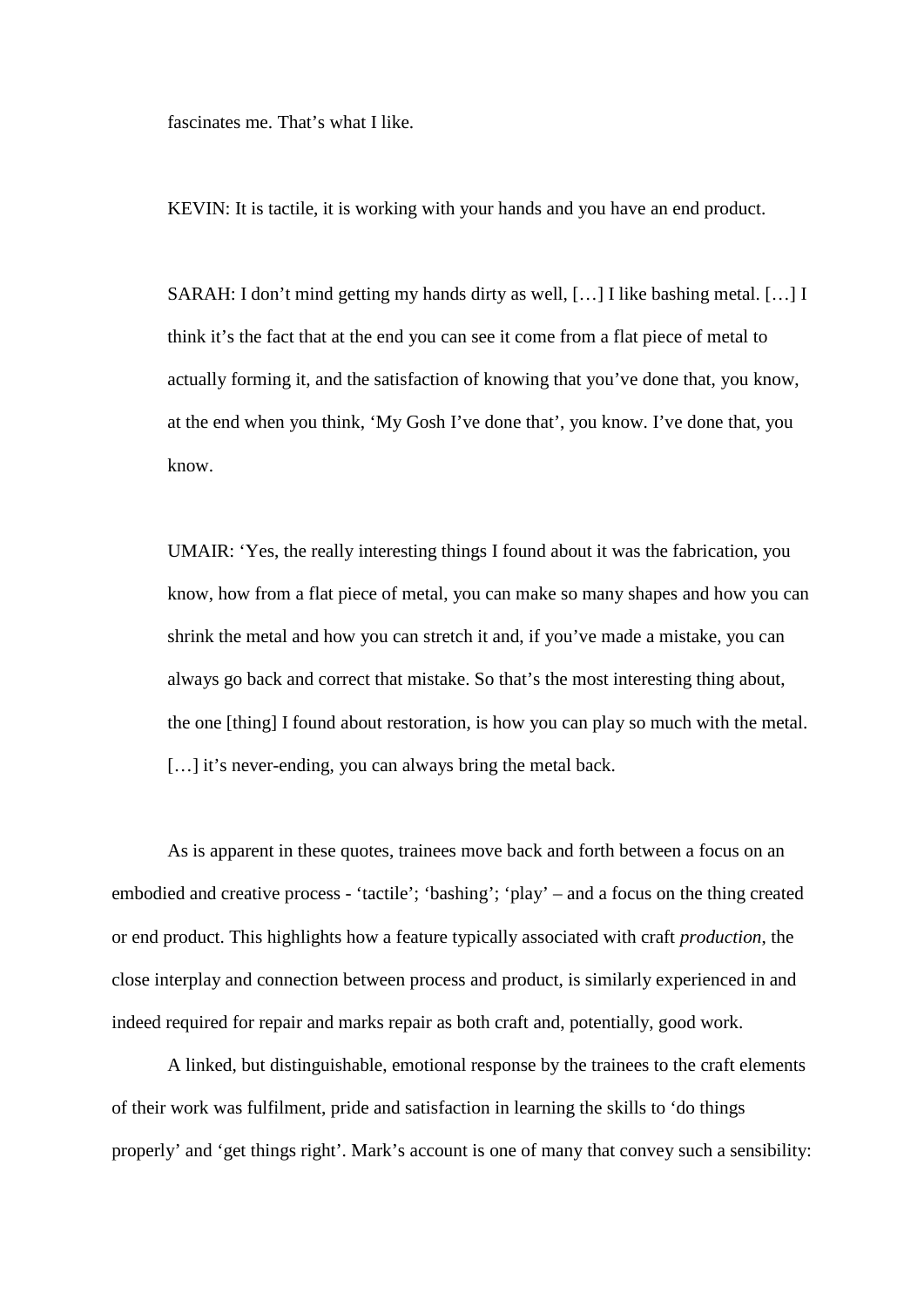> fascinates me. That's what I like.
>
> KEVIN: It is tactile, it is working with your hands and you have an end product.
>
> SARAH: I don't mind getting my hands dirty as well, […] I like bashing metal. […] I think it's the fact that at the end you can see it come from a flat piece of metal to actually forming it, and the satisfaction of knowing that you've done that, you know, at the end when you think, 'My Gosh I've done that', you know. I've done that, you know.
>
> UMAIR: 'Yes, the really interesting things I found about it was the fabrication, you know, how from a flat piece of metal, you can make so many shapes and how you can shrink the metal and how you can stretch it and, if you've made a mistake, you can always go back and correct that mistake. So that's the most interesting thing about, the one [thing] I found about restoration, is how you can play so much with the metal. […] it's never-ending, you can always bring the metal back.

As is apparent in these quotes, trainees move back and forth between a focus on an embodied and creative process - 'tactile'; 'bashing'; 'play' – and a focus on the thing created or end product. This highlights how a feature typically associated with craft *production*, the close interplay and connection between process and product, is similarly experienced in and indeed required for repair and marks repair as both craft and, potentially, good work.

A linked, but distinguishable, emotional response by the trainees to the craft elements of their work was fulfilment, pride and satisfaction in learning the skills to 'do things properly' and 'get things right'. Mark's account is one of many that convey such a sensibility: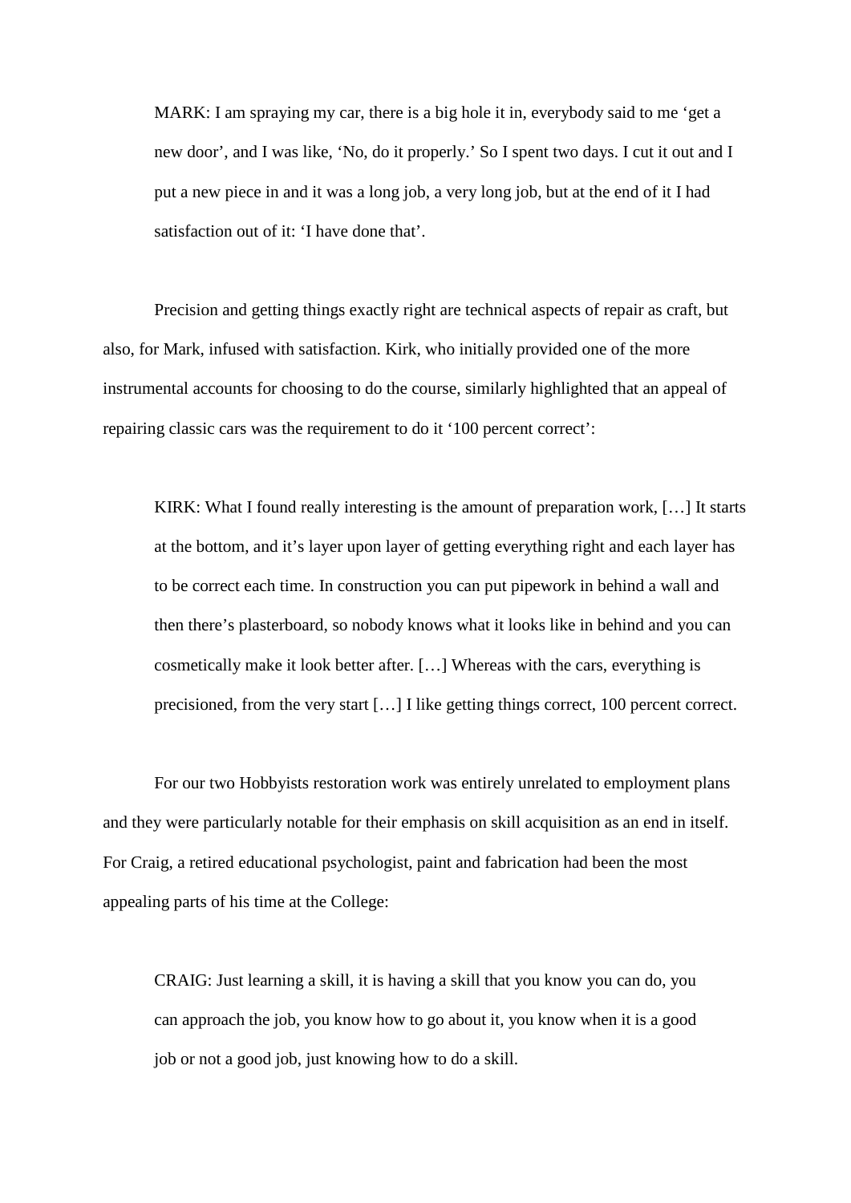> MARK: I am spraying my car, there is a big hole it in, everybody said to me ‘get a new door’, and I was like, ‘No, do it properly.’ So I spent two days. I cut it out and I put a new piece in and it was a long job, a very long job, but at the end of it I had satisfaction out of it: ‘I have done that’.

Precision and getting things exactly right are technical aspects of repair as craft, but also, for Mark, infused with satisfaction. Kirk, who initially provided one of the more instrumental accounts for choosing to do the course, similarly highlighted that an appeal of repairing classic cars was the requirement to do it ‘100 percent correct’:

> KIRK: What I found really interesting is the amount of preparation work, […] It starts at the bottom, and it’s layer upon layer of getting everything right and each layer has to be correct each time. In construction you can put pipework in behind a wall and then there’s plasterboard, so nobody knows what it looks like in behind and you can cosmetically make it look better after. […] Whereas with the cars, everything is precisioned, from the very start […] I like getting things correct, 100 percent correct.

For our two Hobbyists restoration work was entirely unrelated to employment plans and they were particularly notable for their emphasis on skill acquisition as an end in itself. For Craig, a retired educational psychologist, paint and fabrication had been the most appealing parts of his time at the College:

> CRAIG: Just learning a skill, it is having a skill that you know you can do, you can approach the job, you know how to go about it, you know when it is a good job or not a good job, just knowing how to do a skill.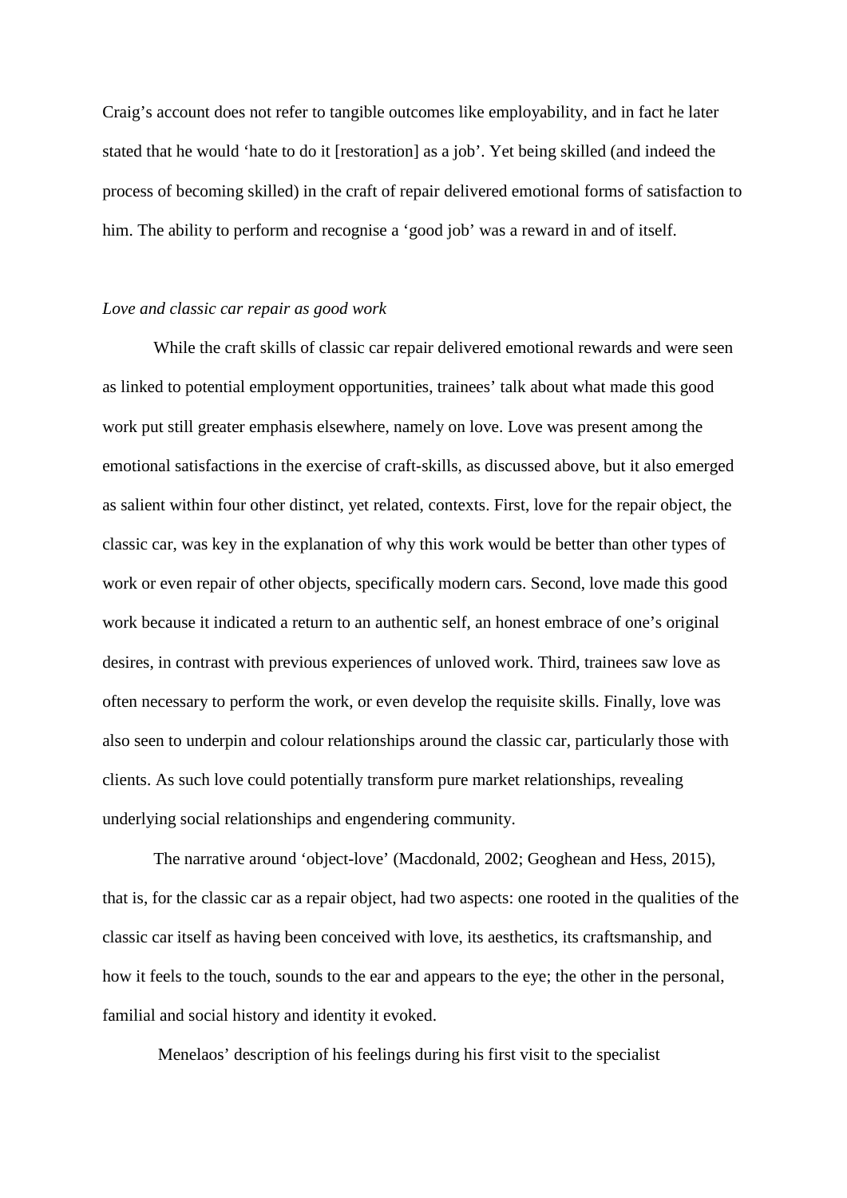Craig's account does not refer to tangible outcomes like employability, and in fact he later stated that he would 'hate to do it [restoration] as a job'. Yet being skilled (and indeed the process of becoming skilled) in the craft of repair delivered emotional forms of satisfaction to him. The ability to perform and recognise a 'good job' was a reward in and of itself.

*Love and classic car repair as good work*

While the craft skills of classic car repair delivered emotional rewards and were seen as linked to potential employment opportunities, trainees' talk about what made this good work put still greater emphasis elsewhere, namely on love. Love was present among the emotional satisfactions in the exercise of craft-skills, as discussed above, but it also emerged as salient within four other distinct, yet related, contexts. First, love for the repair object, the classic car, was key in the explanation of why this work would be better than other types of work or even repair of other objects, specifically modern cars. Second, love made this good work because it indicated a return to an authentic self, an honest embrace of one's original desires, in contrast with previous experiences of unloved work. Third, trainees saw love as often necessary to perform the work, or even develop the requisite skills. Finally, love was also seen to underpin and colour relationships around the classic car, particularly those with clients. As such love could potentially transform pure market relationships, revealing underlying social relationships and engendering community.

The narrative around 'object-love' (Macdonald, 2002; Geoghean and Hess, 2015), that is, for the classic car as a repair object, had two aspects: one rooted in the qualities of the classic car itself as having been conceived with love, its aesthetics, its craftsmanship, and how it feels to the touch, sounds to the ear and appears to the eye; the other in the personal, familial and social history and identity it evoked.

Menelaos' description of his feelings during his first visit to the specialist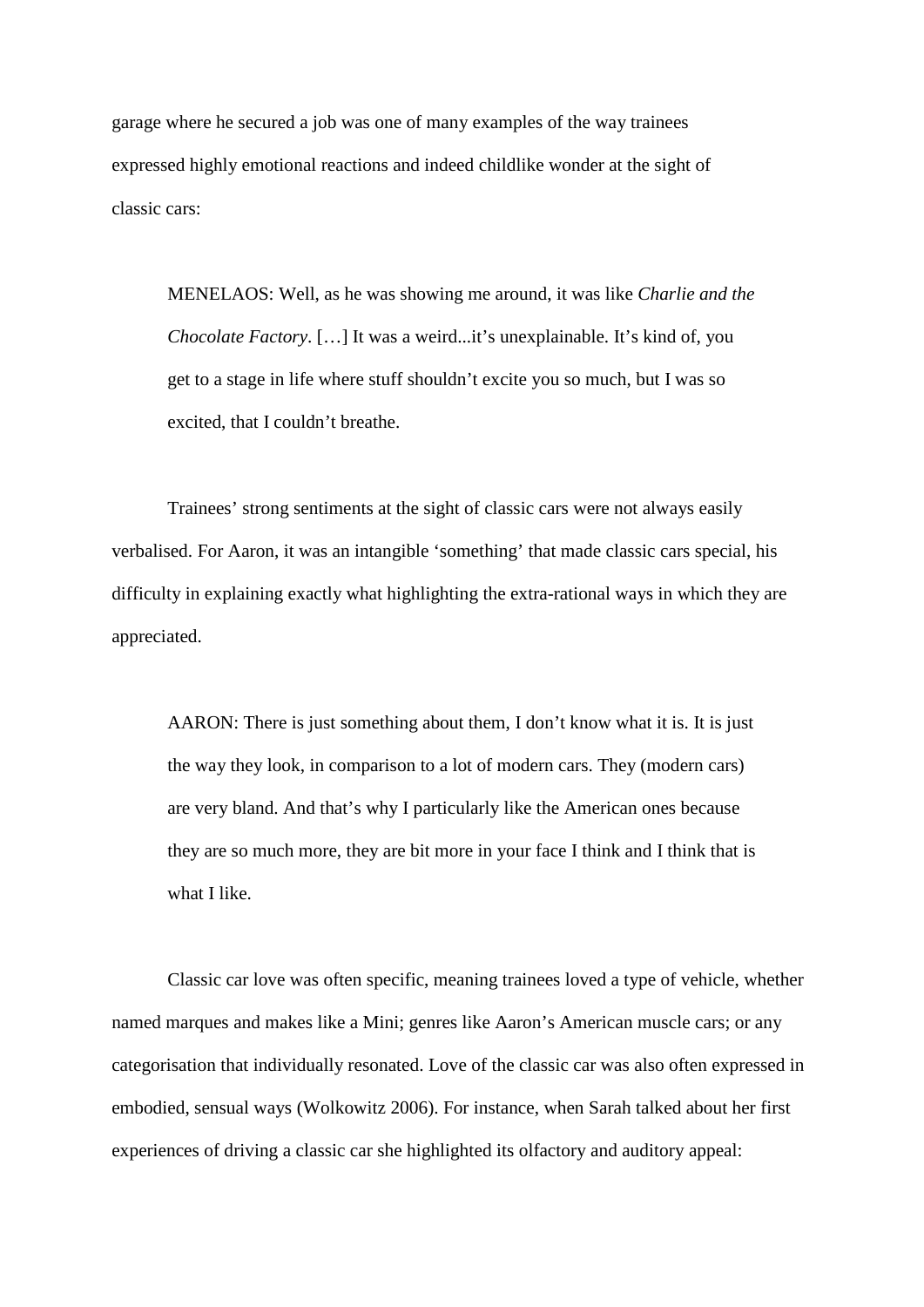garage where he secured a job was one of many examples of the way trainees expressed highly emotional reactions and indeed childlike wonder at the sight of classic cars:

> MENELAOS: Well, as he was showing me around, it was like *Charlie and the Chocolate Factory*. […] It was a weird...it's unexplainable. It's kind of, you get to a stage in life where stuff shouldn't excite you so much, but I was so excited, that I couldn't breathe.

Trainees' strong sentiments at the sight of classic cars were not always easily verbalised. For Aaron, it was an intangible 'something' that made classic cars special, his difficulty in explaining exactly what highlighting the extra-rational ways in which they are appreciated.

> AARON: There is just something about them, I don't know what it is. It is just the way they look, in comparison to a lot of modern cars. They (modern cars) are very bland. And that's why I particularly like the American ones because they are so much more, they are bit more in your face I think and I think that is what I like.

Classic car love was often specific, meaning trainees loved a type of vehicle, whether named marques and makes like a Mini; genres like Aaron's American muscle cars; or any categorisation that individually resonated. Love of the classic car was also often expressed in embodied, sensual ways (Wolkowitz 2006). For instance, when Sarah talked about her first experiences of driving a classic car she highlighted its olfactory and auditory appeal: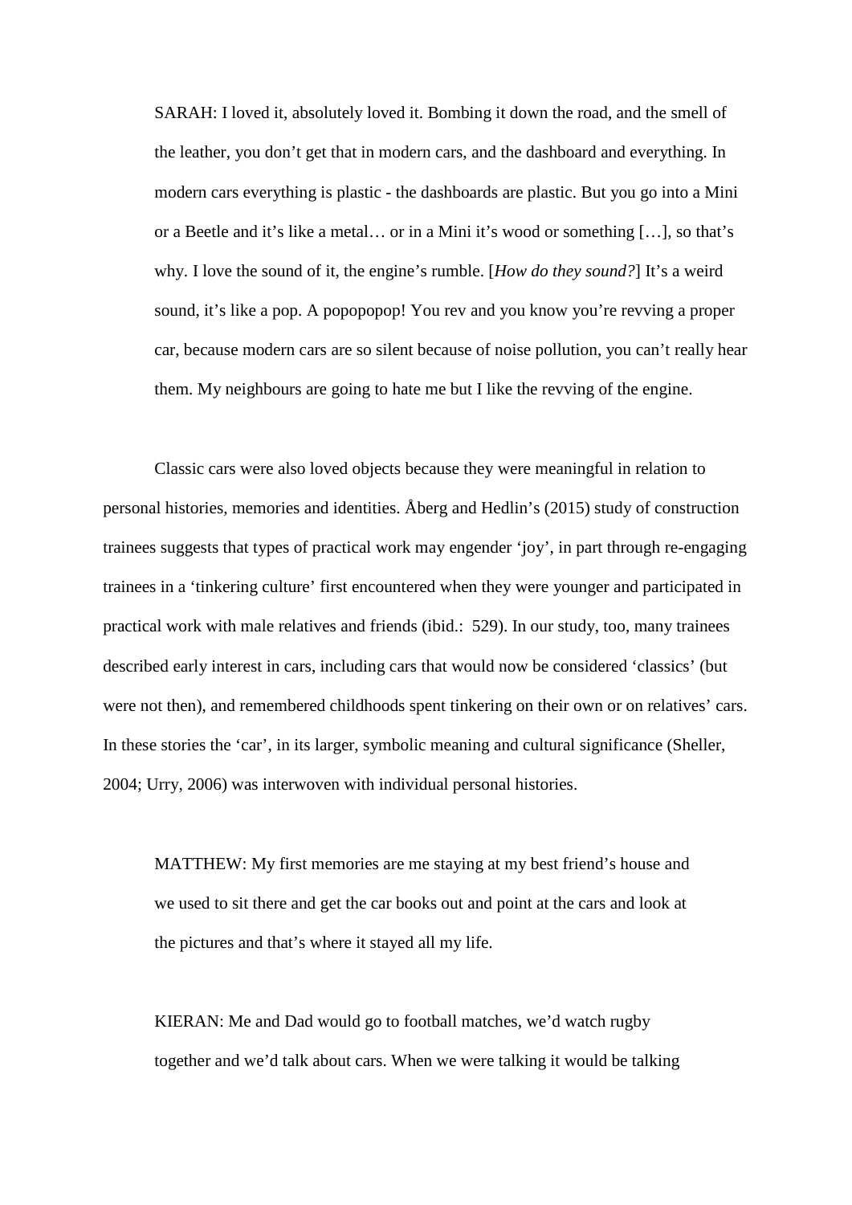> SARAH: I loved it, absolutely loved it. Bombing it down the road, and the smell of the leather, you don't get that in modern cars, and the dashboard and everything. In modern cars everything is plastic - the dashboards are plastic. But you go into a Mini or a Beetle and it's like a metal… or in a Mini it's wood or something […], so that's why. I love the sound of it, the engine's rumble. [*How do they sound?*] It's a weird sound, it's like a pop. A popopopop! You rev and you know you're revving a proper car, because modern cars are so silent because of noise pollution, you can't really hear them. My neighbours are going to hate me but I like the revving of the engine.

Classic cars were also loved objects because they were meaningful in relation to personal histories, memories and identities. Åberg and Hedlin's (2015) study of construction trainees suggests that types of practical work may engender 'joy', in part through re-engaging trainees in a 'tinkering culture' first encountered when they were younger and participated in practical work with male relatives and friends (ibid.: 529). In our study, too, many trainees described early interest in cars, including cars that would now be considered 'classics' (but were not then), and remembered childhoods spent tinkering on their own or on relatives' cars. In these stories the 'car', in its larger, symbolic meaning and cultural significance (Sheller, 2004; Urry, 2006) was interwoven with individual personal histories.

> MATTHEW: My first memories are me staying at my best friend's house and we used to sit there and get the car books out and point at the cars and look at the pictures and that's where it stayed all my life.

> KIERAN: Me and Dad would go to football matches, we'd watch rugby together and we'd talk about cars. When we were talking it would be talking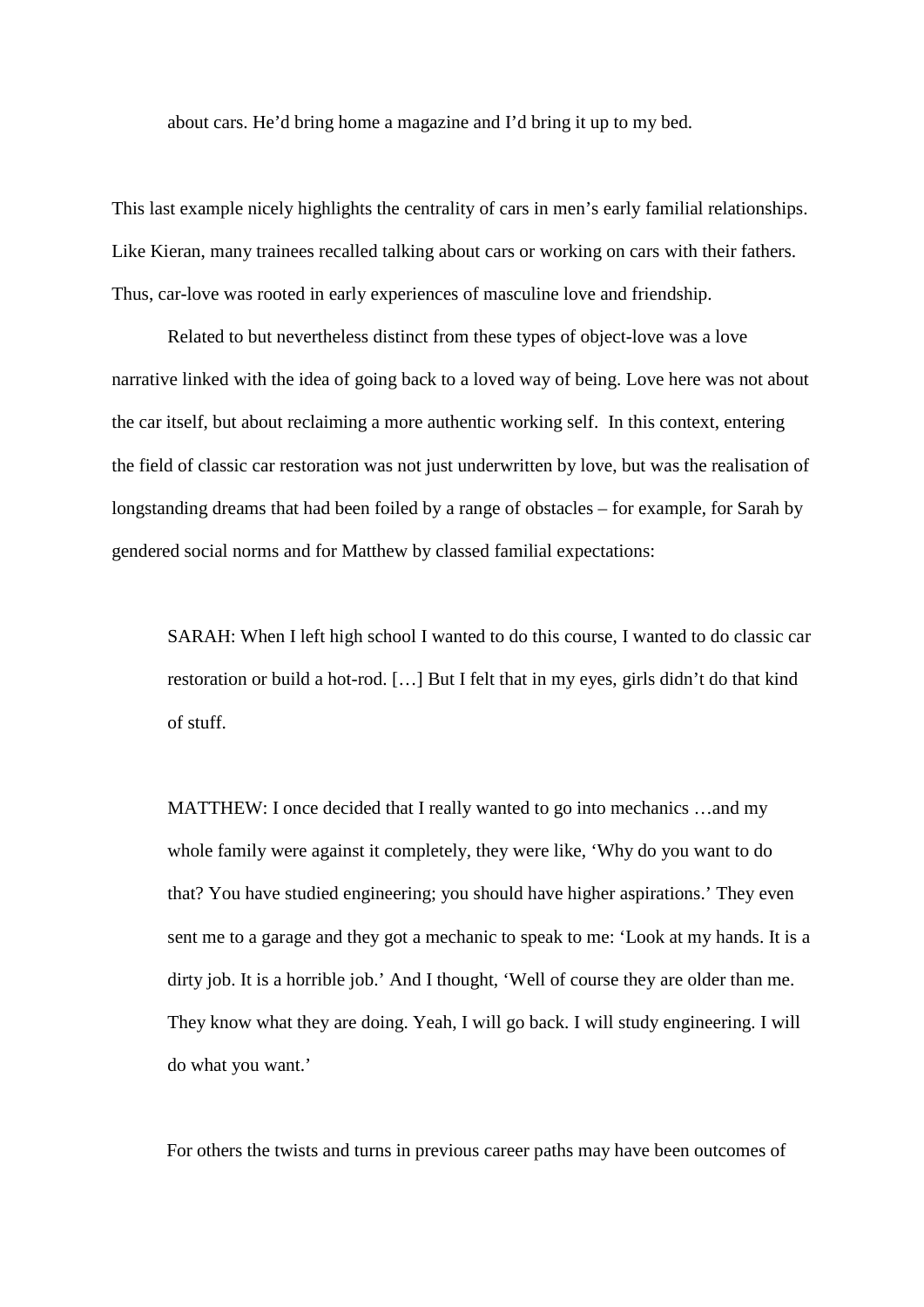about cars. He'd bring home a magazine and I'd bring it up to my bed.

This last example nicely highlights the centrality of cars in men's early familial relationships. Like Kieran, many trainees recalled talking about cars or working on cars with their fathers. Thus, car-love was rooted in early experiences of masculine love and friendship.

Related to but nevertheless distinct from these types of object-love was a love narrative linked with the idea of going back to a loved way of being. Love here was not about the car itself, but about reclaiming a more authentic working self. In this context, entering the field of classic car restoration was not just underwritten by love, but was the realisation of longstanding dreams that had been foiled by a range of obstacles – for example, for Sarah by gendered social norms and for Matthew by classed familial expectations:

> SARAH: When I left high school I wanted to do this course, I wanted to do classic car restoration or build a hot-rod. […] But I felt that in my eyes, girls didn't do that kind of stuff.

> MATTHEW: I once decided that I really wanted to go into mechanics …and my whole family were against it completely, they were like, 'Why do you want to do that? You have studied engineering; you should have higher aspirations.' They even sent me to a garage and they got a mechanic to speak to me: 'Look at my hands. It is a dirty job. It is a horrible job.' And I thought, 'Well of course they are older than me. They know what they are doing. Yeah, I will go back. I will study engineering. I will do what you want.'

For others the twists and turns in previous career paths may have been outcomes of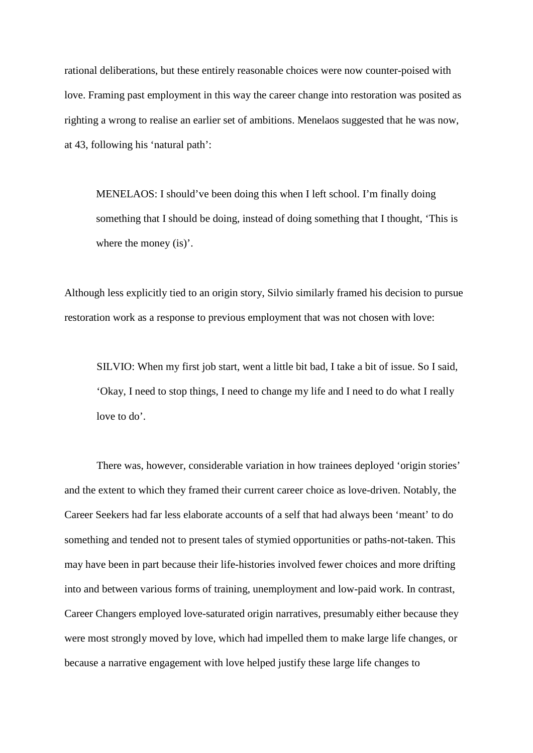rational deliberations, but these entirely reasonable choices were now counter-poised with love. Framing past employment in this way the career change into restoration was posited as righting a wrong to realise an earlier set of ambitions. Menelaos suggested that he was now, at 43, following his 'natural path':

> MENELAOS: I should've been doing this when I left school. I'm finally doing something that I should be doing, instead of doing something that I thought, 'This is where the money (is)'.

Although less explicitly tied to an origin story, Silvio similarly framed his decision to pursue restoration work as a response to previous employment that was not chosen with love:

> SILVIO: When my first job start, went a little bit bad, I take a bit of issue. So I said, 'Okay, I need to stop things, I need to change my life and I need to do what I really love to do'.

There was, however, considerable variation in how trainees deployed 'origin stories' and the extent to which they framed their current career choice as love-driven. Notably, the Career Seekers had far less elaborate accounts of a self that had always been 'meant' to do something and tended not to present tales of stymied opportunities or paths-not-taken. This may have been in part because their life-histories involved fewer choices and more drifting into and between various forms of training, unemployment and low-paid work. In contrast, Career Changers employed love-saturated origin narratives, presumably either because they were most strongly moved by love, which had impelled them to make large life changes, or because a narrative engagement with love helped justify these large life changes to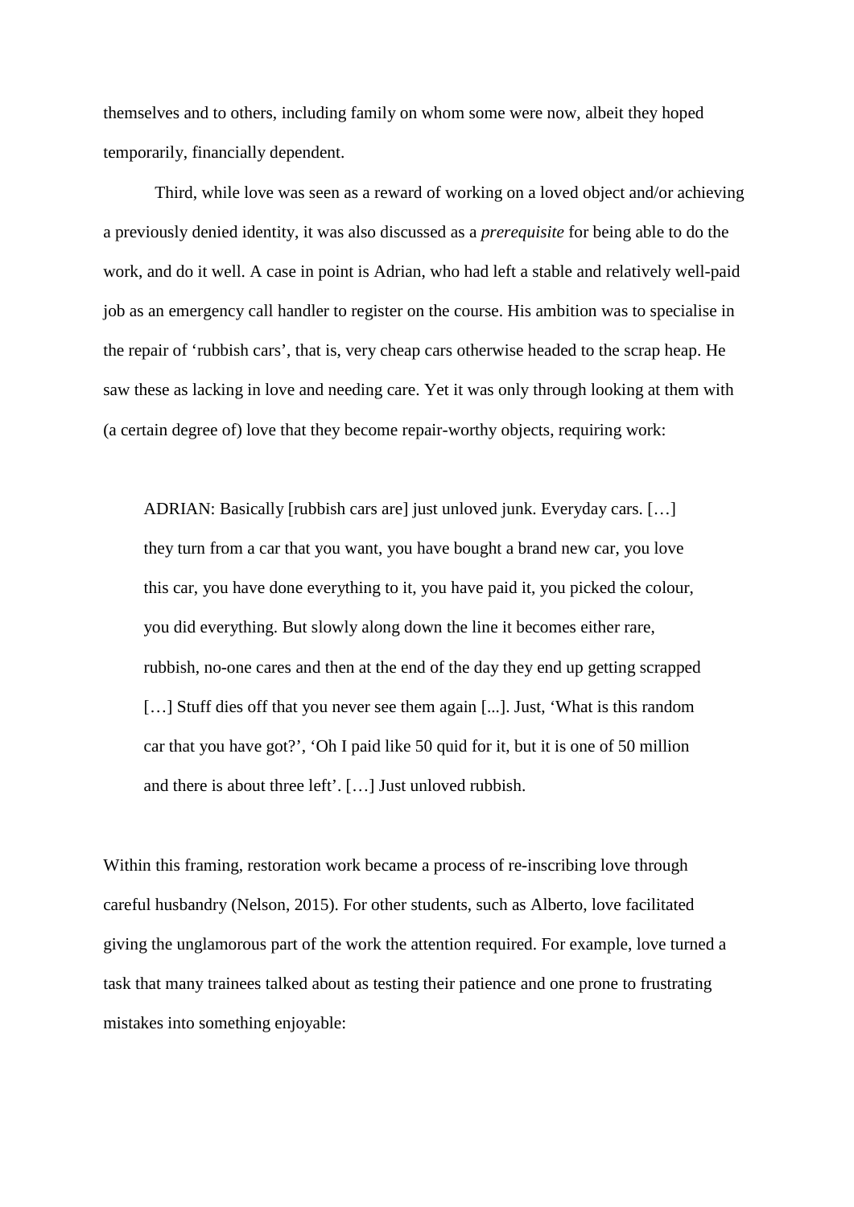themselves and to others, including family on whom some were now, albeit they hoped temporarily, financially dependent.

Third, while love was seen as a reward of working on a loved object and/or achieving a previously denied identity, it was also discussed as a *prerequisite* for being able to do the work, and do it well. A case in point is Adrian, who had left a stable and relatively well-paid job as an emergency call handler to register on the course. His ambition was to specialise in the repair of 'rubbish cars', that is, very cheap cars otherwise headed to the scrap heap. He saw these as lacking in love and needing care. Yet it was only through looking at them with (a certain degree of) love that they become repair-worthy objects, requiring work:

> ADRIAN: Basically [rubbish cars are] just unloved junk. Everyday cars. […] they turn from a car that you want, you have bought a brand new car, you love this car, you have done everything to it, you have paid it, you picked the colour, you did everything. But slowly along down the line it becomes either rare, rubbish, no-one cares and then at the end of the day they end up getting scrapped […] Stuff dies off that you never see them again [...]. Just, 'What is this random car that you have got?', 'Oh I paid like 50 quid for it, but it is one of 50 million and there is about three left'. […] Just unloved rubbish.

Within this framing, restoration work became a process of re-inscribing love through careful husbandry (Nelson, 2015). For other students, such as Alberto, love facilitated giving the unglamorous part of the work the attention required. For example, love turned a task that many trainees talked about as testing their patience and one prone to frustrating mistakes into something enjoyable: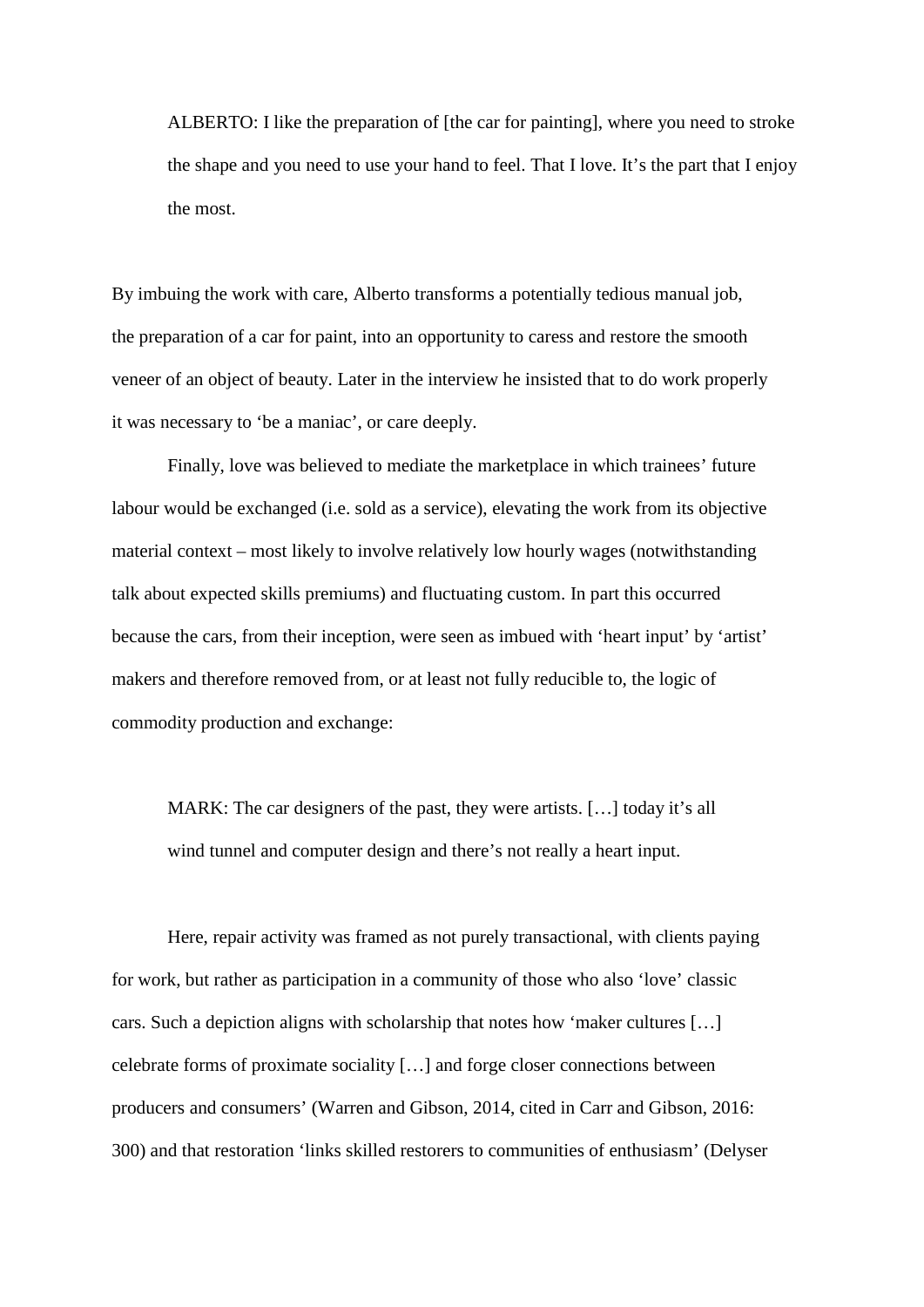> ALBERTO: I like the preparation of [the car for painting], where you need to stroke the shape and you need to use your hand to feel. That I love. It's the part that I enjoy the most.

By imbuing the work with care, Alberto transforms a potentially tedious manual job, the preparation of a car for paint, into an opportunity to caress and restore the smooth veneer of an object of beauty. Later in the interview he insisted that to do work properly it was necessary to 'be a maniac', or care deeply.

Finally, love was believed to mediate the marketplace in which trainees' future labour would be exchanged (i.e. sold as a service), elevating the work from its objective material context – most likely to involve relatively low hourly wages (notwithstanding talk about expected skills premiums) and fluctuating custom. In part this occurred because the cars, from their inception, were seen as imbued with 'heart input' by 'artist' makers and therefore removed from, or at least not fully reducible to, the logic of commodity production and exchange:

> MARK: The car designers of the past, they were artists. […] today it's all wind tunnel and computer design and there's not really a heart input.

Here, repair activity was framed as not purely transactional, with clients paying for work, but rather as participation in a community of those who also 'love' classic cars. Such a depiction aligns with scholarship that notes how 'maker cultures […] celebrate forms of proximate sociality […] and forge closer connections between producers and consumers' (Warren and Gibson, 2014, cited in Carr and Gibson, 2016: 300) and that restoration 'links skilled restorers to communities of enthusiasm' (Delyser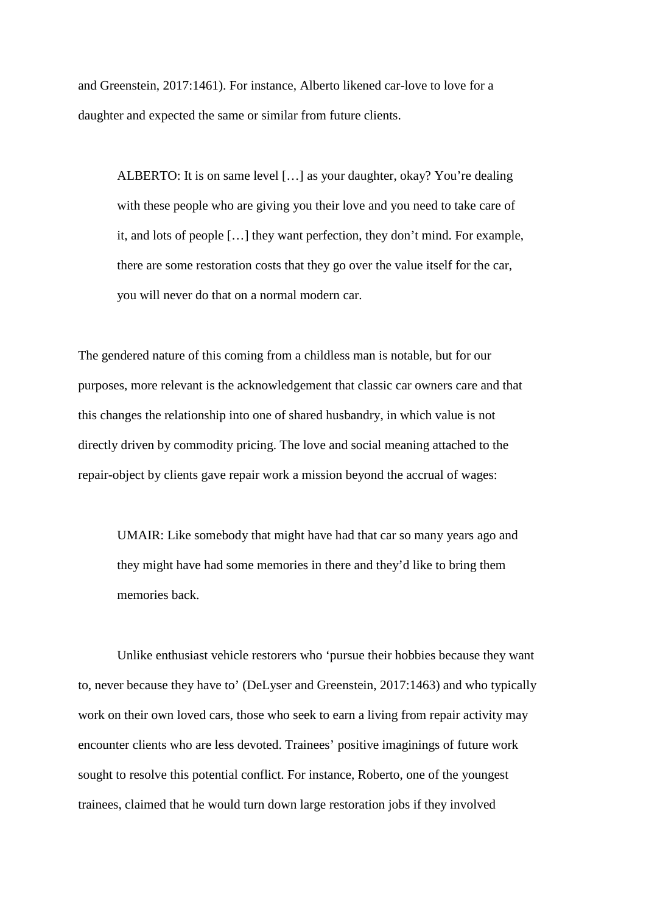and Greenstein, 2017:1461). For instance, Alberto likened car-love to love for a daughter and expected the same or similar from future clients.

> ALBERTO: It is on same level […] as your daughter, okay? You’re dealing with these people who are giving you their love and you need to take care of it, and lots of people […] they want perfection, they don’t mind. For example, there are some restoration costs that they go over the value itself for the car, you will never do that on a normal modern car.

The gendered nature of this coming from a childless man is notable, but for our purposes, more relevant is the acknowledgement that classic car owners care and that this changes the relationship into one of shared husbandry, in which value is not directly driven by commodity pricing. The love and social meaning attached to the repair-object by clients gave repair work a mission beyond the accrual of wages:

> UMAIR: Like somebody that might have had that car so many years ago and they might have had some memories in there and they’d like to bring them memories back.

Unlike enthusiast vehicle restorers who ‘pursue their hobbies because they want to, never because they have to’ (DeLyser and Greenstein, 2017:1463) and who typically work on their own loved cars, those who seek to earn a living from repair activity may encounter clients who are less devoted. Trainees’ positive imaginings of future work sought to resolve this potential conflict. For instance, Roberto, one of the youngest trainees, claimed that he would turn down large restoration jobs if they involved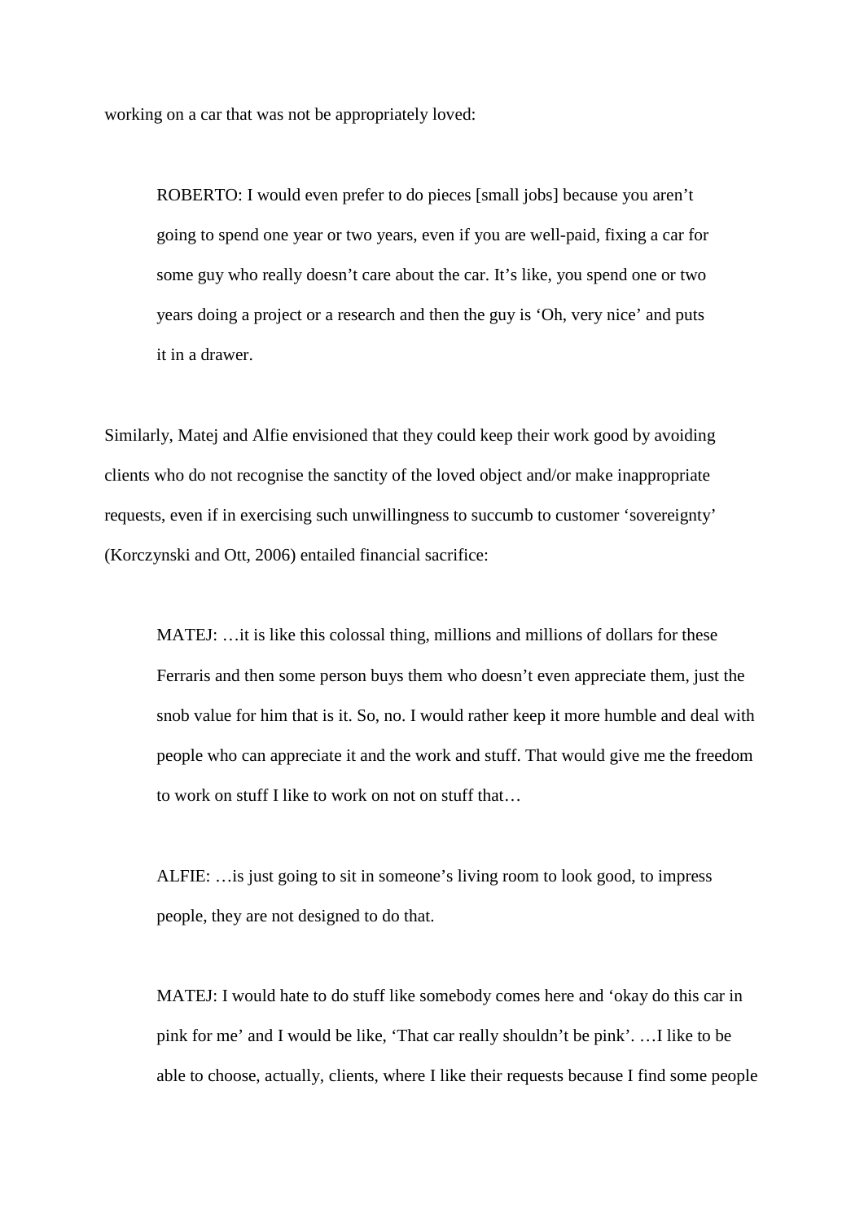working on a car that was not be appropriately loved:

> ROBERTO: I would even prefer to do pieces [small jobs] because you aren't going to spend one year or two years, even if you are well-paid, fixing a car for some guy who really doesn't care about the car. It's like, you spend one or two years doing a project or a research and then the guy is 'Oh, very nice' and puts it in a drawer.

Similarly, Matej and Alfie envisioned that they could keep their work good by avoiding clients who do not recognise the sanctity of the loved object and/or make inappropriate requests, even if in exercising such unwillingness to succumb to customer 'sovereignty' (Korczynski and Ott, 2006) entailed financial sacrifice:

> MATEJ: …it is like this colossal thing, millions and millions of dollars for these Ferraris and then some person buys them who doesn't even appreciate them, just the snob value for him that is it. So, no. I would rather keep it more humble and deal with people who can appreciate it and the work and stuff. That would give me the freedom to work on stuff I like to work on not on stuff that…
>
> ALFIE: …is just going to sit in someone's living room to look good, to impress people, they are not designed to do that.
>
> MATEJ: I would hate to do stuff like somebody comes here and 'okay do this car in pink for me' and I would be like, 'That car really shouldn't be pink'. …I like to be able to choose, actually, clients, where I like their requests because I find some people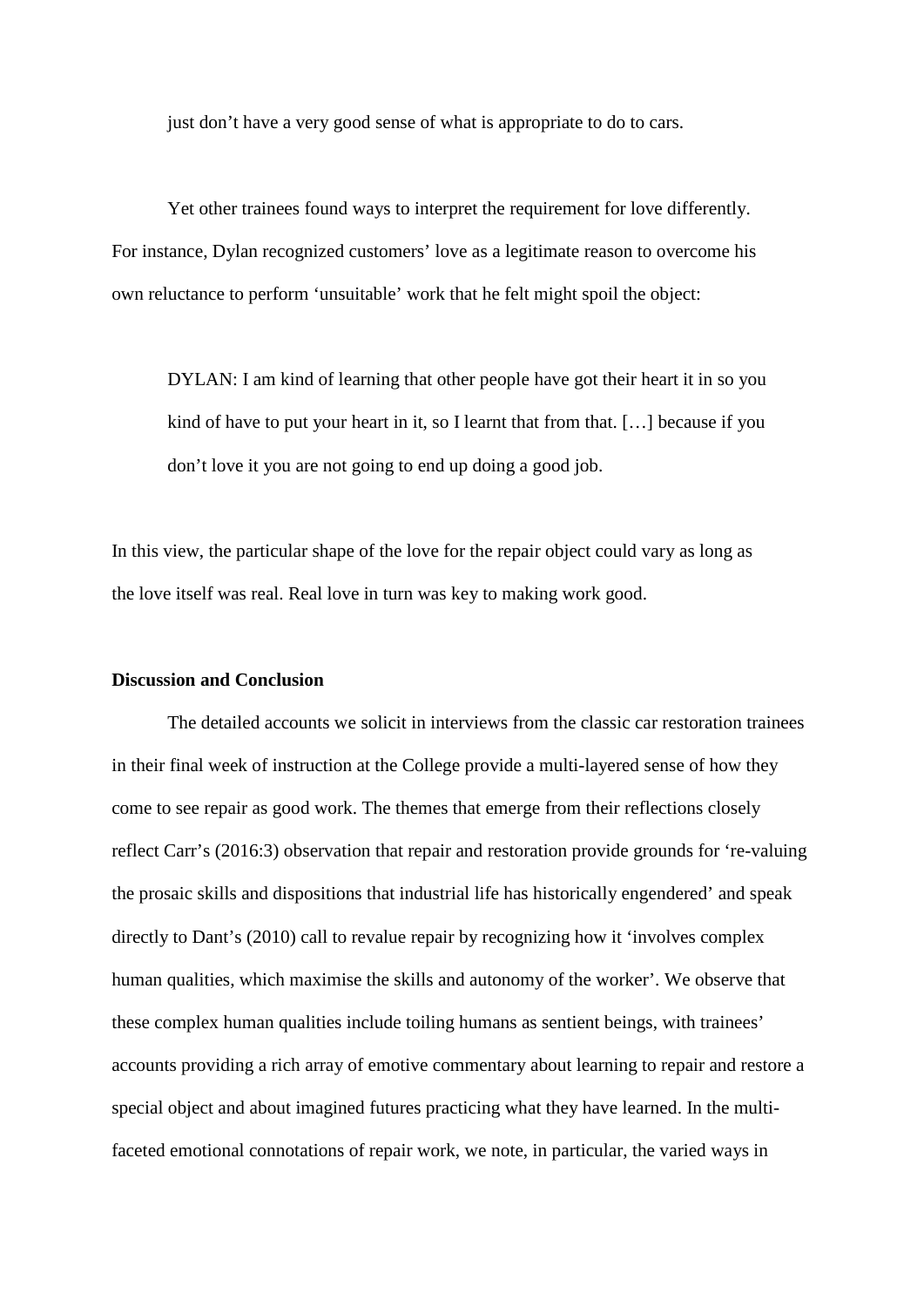> just don't have a very good sense of what is appropriate to do to cars.

Yet other trainees found ways to interpret the requirement for love differently. For instance, Dylan recognized customers' love as a legitimate reason to overcome his own reluctance to perform 'unsuitable' work that he felt might spoil the object:

> DYLAN: I am kind of learning that other people have got their heart it in so you kind of have to put your heart in it, so I learnt that from that. […] because if you don't love it you are not going to end up doing a good job.

In this view, the particular shape of the love for the repair object could vary as long as the love itself was real. Real love in turn was key to making work good.

**Discussion and Conclusion**

The detailed accounts we solicit in interviews from the classic car restoration trainees in their final week of instruction at the College provide a multi-layered sense of how they come to see repair as good work. The themes that emerge from their reflections closely reflect Carr's (2016:3) observation that repair and restoration provide grounds for 're-valuing the prosaic skills and dispositions that industrial life has historically engendered' and speak directly to Dant's (2010) call to revalue repair by recognizing how it 'involves complex human qualities, which maximise the skills and autonomy of the worker'. We observe that these complex human qualities include toiling humans as sentient beings, with trainees' accounts providing a rich array of emotive commentary about learning to repair and restore a special object and about imagined futures practicing what they have learned. In the multi-faceted emotional connotations of repair work, we note, in particular, the varied ways in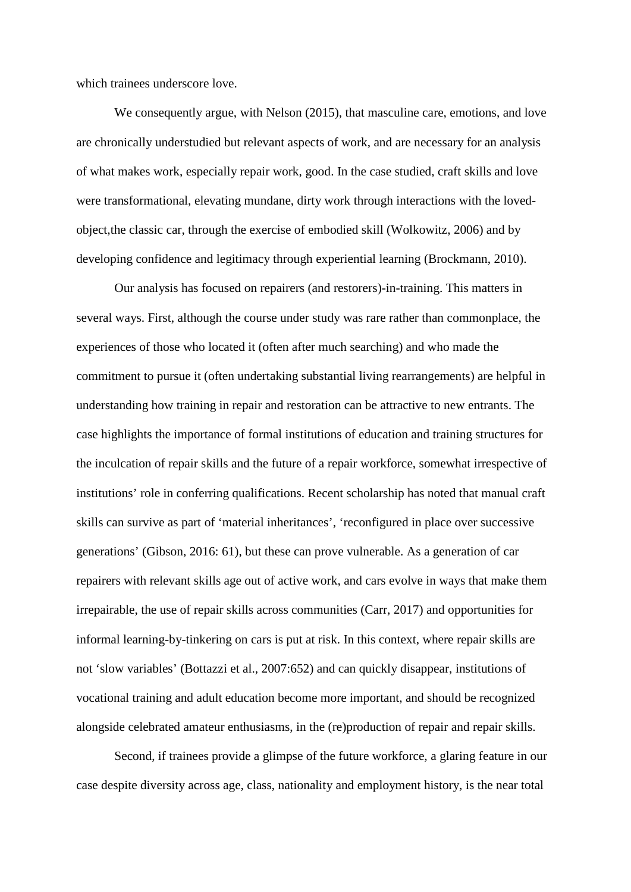which trainees underscore love.

We consequently argue, with Nelson (2015), that masculine care, emotions, and love are chronically understudied but relevant aspects of work, and are necessary for an analysis of what makes work, especially repair work, good. In the case studied, craft skills and love were transformational, elevating mundane, dirty work through interactions with the loved-object,the classic car, through the exercise of embodied skill (Wolkowitz, 2006) and by developing confidence and legitimacy through experiential learning (Brockmann, 2010).

Our analysis has focused on repairers (and restorers)-in-training. This matters in several ways. First, although the course under study was rare rather than commonplace, the experiences of those who located it (often after much searching) and who made the commitment to pursue it (often undertaking substantial living rearrangements) are helpful in understanding how training in repair and restoration can be attractive to new entrants. The case highlights the importance of formal institutions of education and training structures for the inculcation of repair skills and the future of a repair workforce, somewhat irrespective of institutions' role in conferring qualifications. Recent scholarship has noted that manual craft skills can survive as part of 'material inheritances', 'reconfigured in place over successive generations' (Gibson, 2016: 61), but these can prove vulnerable. As a generation of car repairers with relevant skills age out of active work, and cars evolve in ways that make them irrepairable, the use of repair skills across communities (Carr, 2017) and opportunities for informal learning-by-tinkering on cars is put at risk. In this context, where repair skills are not 'slow variables' (Bottazzi et al., 2007:652) and can quickly disappear, institutions of vocational training and adult education become more important, and should be recognized alongside celebrated amateur enthusiasms, in the (re)production of repair and repair skills.

Second, if trainees provide a glimpse of the future workforce, a glaring feature in our case despite diversity across age, class, nationality and employment history, is the near total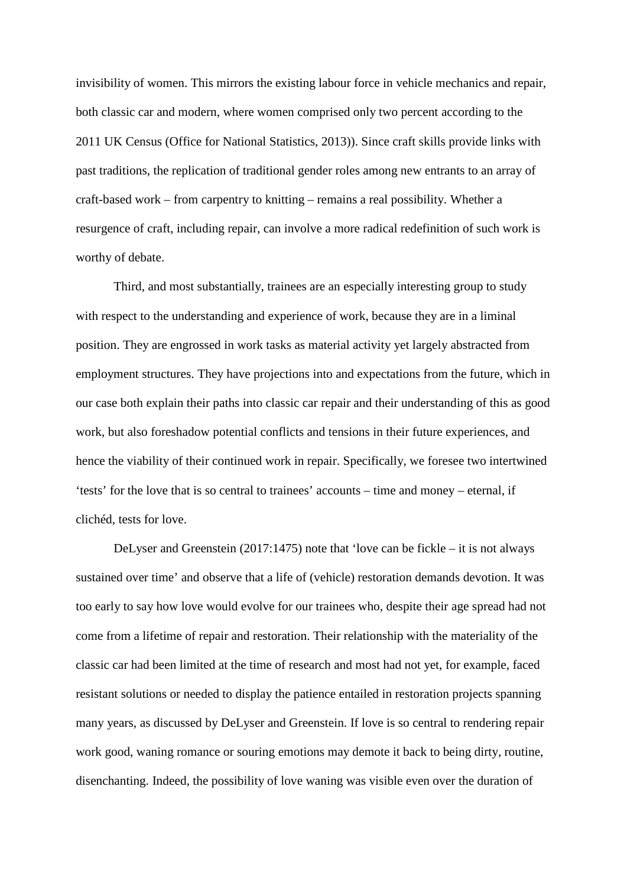invisibility of women. This mirrors the existing labour force in vehicle mechanics and repair, both classic car and modern, where women comprised only two percent according to the 2011 UK Census (Office for National Statistics, 2013)). Since craft skills provide links with past traditions, the replication of traditional gender roles among new entrants to an array of craft-based work – from carpentry to knitting – remains a real possibility. Whether a resurgence of craft, including repair, can involve a more radical redefinition of such work is worthy of debate.

Third, and most substantially, trainees are an especially interesting group to study with respect to the understanding and experience of work, because they are in a liminal position. They are engrossed in work tasks as material activity yet largely abstracted from employment structures. They have projections into and expectations from the future, which in our case both explain their paths into classic car repair and their understanding of this as good work, but also foreshadow potential conflicts and tensions in their future experiences, and hence the viability of their continued work in repair. Specifically, we foresee two intertwined 'tests' for the love that is so central to trainees' accounts – time and money – eternal, if clichéd, tests for love.

DeLyser and Greenstein (2017:1475) note that 'love can be fickle – it is not always sustained over time' and observe that a life of (vehicle) restoration demands devotion. It was too early to say how love would evolve for our trainees who, despite their age spread had not come from a lifetime of repair and restoration. Their relationship with the materiality of the classic car had been limited at the time of research and most had not yet, for example, faced resistant solutions or needed to display the patience entailed in restoration projects spanning many years, as discussed by DeLyser and Greenstein. If love is so central to rendering repair work good, waning romance or souring emotions may demote it back to being dirty, routine, disenchanting. Indeed, the possibility of love waning was visible even over the duration of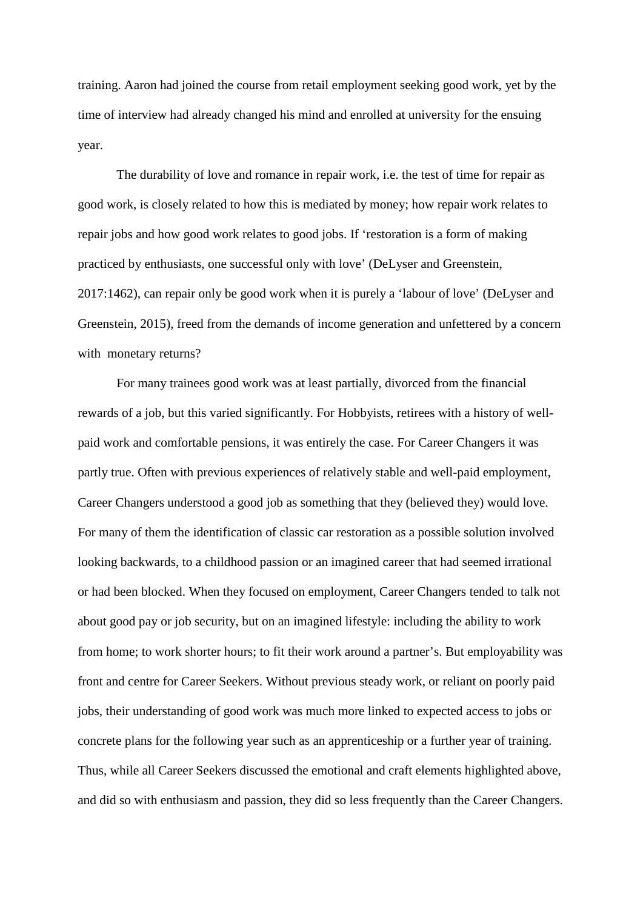training. Aaron had joined the course from retail employment seeking good work, yet by the time of interview had already changed his mind and enrolled at university for the ensuing year.

The durability of love and romance in repair work, i.e. the test of time for repair as good work, is closely related to how this is mediated by money; how repair work relates to repair jobs and how good work relates to good jobs. If 'restoration is a form of making practiced by enthusiasts, one successful only with love' (DeLyser and Greenstein, 2017:1462), can repair only be good work when it is purely a 'labour of love' (DeLyser and Greenstein, 2015), freed from the demands of income generation and unfettered by a concern with monetary returns?

For many trainees good work was at least partially, divorced from the financial rewards of a job, but this varied significantly. For Hobbyists, retirees with a history of well-paid work and comfortable pensions, it was entirely the case. For Career Changers it was partly true. Often with previous experiences of relatively stable and well-paid employment, Career Changers understood a good job as something that they (believed they) would love. For many of them the identification of classic car restoration as a possible solution involved looking backwards, to a childhood passion or an imagined career that had seemed irrational or had been blocked. When they focused on employment, Career Changers tended to talk not about good pay or job security, but on an imagined lifestyle: including the ability to work from home; to work shorter hours; to fit their work around a partner's. But employability was front and centre for Career Seekers. Without previous steady work, or reliant on poorly paid jobs, their understanding of good work was much more linked to expected access to jobs or concrete plans for the following year such as an apprenticeship or a further year of training. Thus, while all Career Seekers discussed the emotional and craft elements highlighted above, and did so with enthusiasm and passion, they did so less frequently than the Career Changers.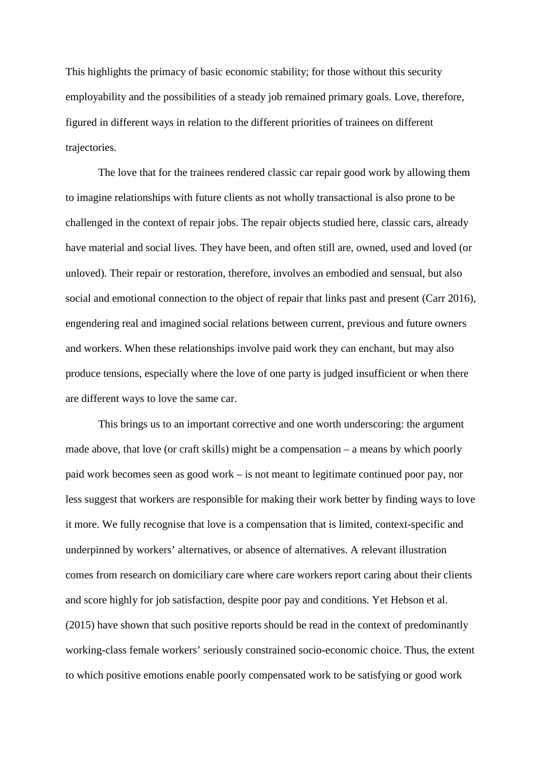This highlights the primacy of basic economic stability; for those without this security employability and the possibilities of a steady job remained primary goals. Love, therefore, figured in different ways in relation to the different priorities of trainees on different trajectories.

The love that for the trainees rendered classic car repair good work by allowing them to imagine relationships with future clients as not wholly transactional is also prone to be challenged in the context of repair jobs. The repair objects studied here, classic cars, already have material and social lives. They have been, and often still are, owned, used and loved (or unloved). Their repair or restoration, therefore, involves an embodied and sensual, but also social and emotional connection to the object of repair that links past and present (Carr 2016), engendering real and imagined social relations between current, previous and future owners and workers. When these relationships involve paid work they can enchant, but may also produce tensions, especially where the love of one party is judged insufficient or when there are different ways to love the same car.

This brings us to an important corrective and one worth underscoring: the argument made above, that love (or craft skills) might be a compensation – a means by which poorly paid work becomes seen as good work – is not meant to legitimate continued poor pay, nor less suggest that workers are responsible for making their work better by finding ways to love it more. We fully recognise that love is a compensation that is limited, context-specific and underpinned by workers' alternatives, or absence of alternatives. A relevant illustration comes from research on domiciliary care where care workers report caring about their clients and score highly for job satisfaction, despite poor pay and conditions. Yet Hebson et al. (2015) have shown that such positive reports should be read in the context of predominantly working-class female workers' seriously constrained socio-economic choice. Thus, the extent to which positive emotions enable poorly compensated work to be satisfying or good work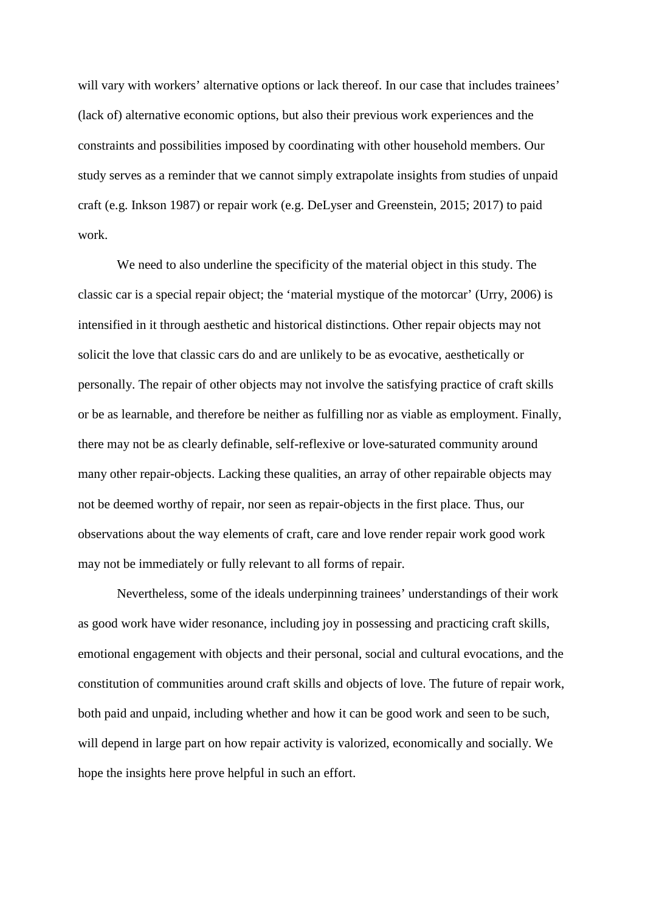will vary with workers' alternative options or lack thereof. In our case that includes trainees' (lack of) alternative economic options, but also their previous work experiences and the constraints and possibilities imposed by coordinating with other household members. Our study serves as a reminder that we cannot simply extrapolate insights from studies of unpaid craft (e.g. Inkson 1987) or repair work (e.g. DeLyser and Greenstein, 2015; 2017) to paid work.

We need to also underline the specificity of the material object in this study. The classic car is a special repair object; the 'material mystique of the motorcar' (Urry, 2006) is intensified in it through aesthetic and historical distinctions. Other repair objects may not solicit the love that classic cars do and are unlikely to be as evocative, aesthetically or personally. The repair of other objects may not involve the satisfying practice of craft skills or be as learnable, and therefore be neither as fulfilling nor as viable as employment. Finally, there may not be as clearly definable, self-reflexive or love-saturated community around many other repair-objects. Lacking these qualities, an array of other repairable objects may not be deemed worthy of repair, nor seen as repair-objects in the first place. Thus, our observations about the way elements of craft, care and love render repair work good work may not be immediately or fully relevant to all forms of repair.

Nevertheless, some of the ideals underpinning trainees' understandings of their work as good work have wider resonance, including joy in possessing and practicing craft skills, emotional engagement with objects and their personal, social and cultural evocations, and the constitution of communities around craft skills and objects of love. The future of repair work, both paid and unpaid, including whether and how it can be good work and seen to be such, will depend in large part on how repair activity is valorized, economically and socially. We hope the insights here prove helpful in such an effort.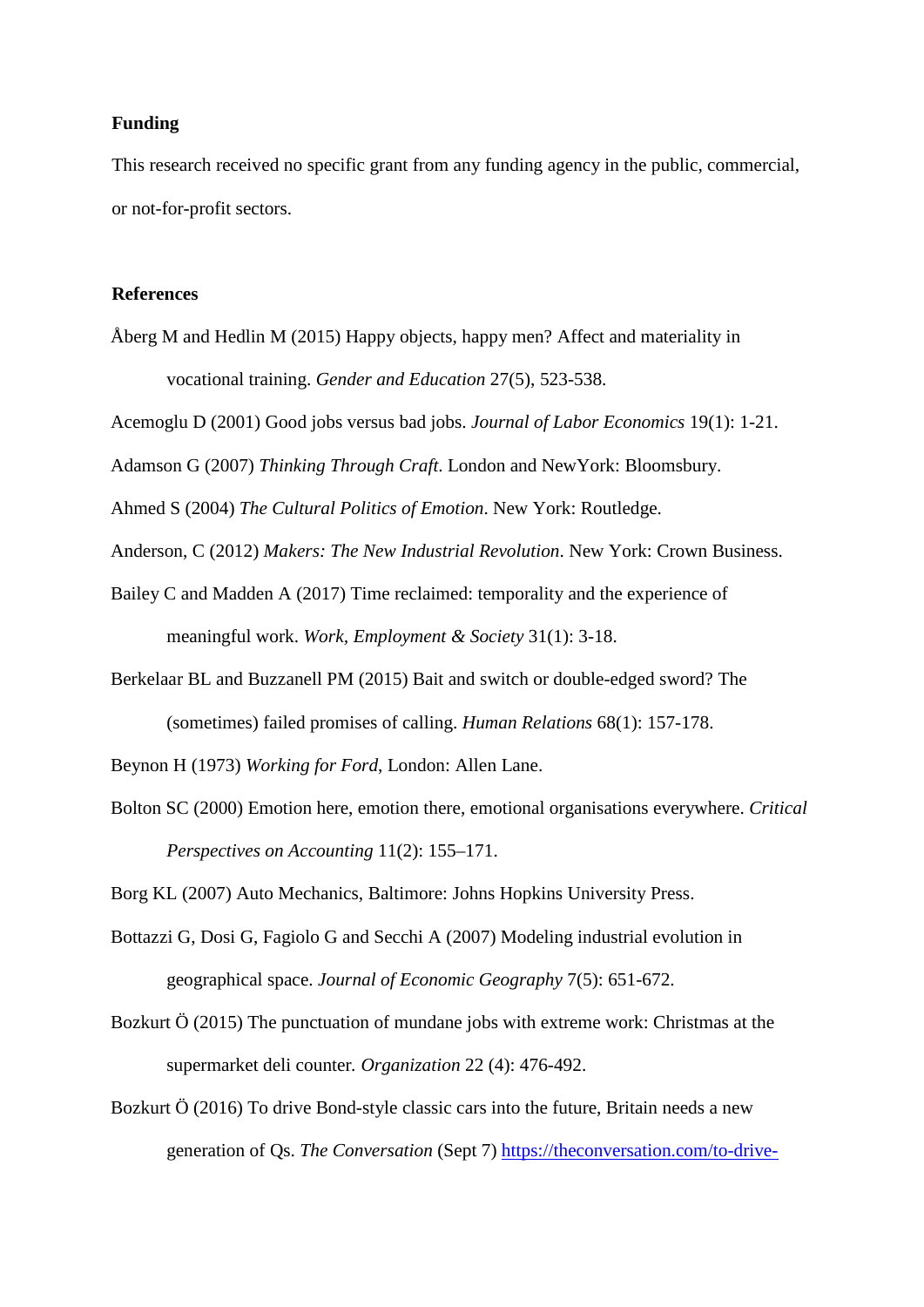**Funding**

This research received no specific grant from any funding agency in the public, commercial, or not-for-profit sectors.

**References**

Åberg M and Hedlin M (2015) Happy objects, happy men? Affect and materiality in vocational training. *Gender and Education* 27(5), 523-538.

Acemoglu D (2001) Good jobs versus bad jobs. *Journal of Labor Economics* 19(1): 1-21.

Adamson G (2007) *Thinking Through Craft*. London and NewYork: Bloomsbury.

Ahmed S (2004) *The Cultural Politics of Emotion*. New York: Routledge.

Anderson, C (2012) *Makers: The New Industrial Revolution*. New York: Crown Business.

Bailey C and Madden A (2017) Time reclaimed: temporality and the experience of meaningful work. *Work, Employment & Society* 31(1): 3-18.

Berkelaar BL and Buzzanell PM (2015) Bait and switch or double-edged sword? The (sometimes) failed promises of calling. *Human Relations* 68(1): 157-178.

Beynon H (1973) *Working for Ford*, London: Allen Lane.

Bolton SC (2000) Emotion here, emotion there, emotional organisations everywhere. *Critical Perspectives on Accounting* 11(2): 155–171.

Borg KL (2007) Auto Mechanics, Baltimore: Johns Hopkins University Press.

Bottazzi G, Dosi G, Fagiolo G and Secchi A (2007) Modeling industrial evolution in geographical space. *Journal of Economic Geography* 7(5): 651-672.

Bozkurt Ö (2015) The punctuation of mundane jobs with extreme work: Christmas at the supermarket deli counter. *Organization* 22 (4): 476-492.

Bozkurt Ö (2016) To drive Bond-style classic cars into the future, Britain needs a new generation of Qs. *The Conversation* (Sept 7) https://theconversation.com/to-drive-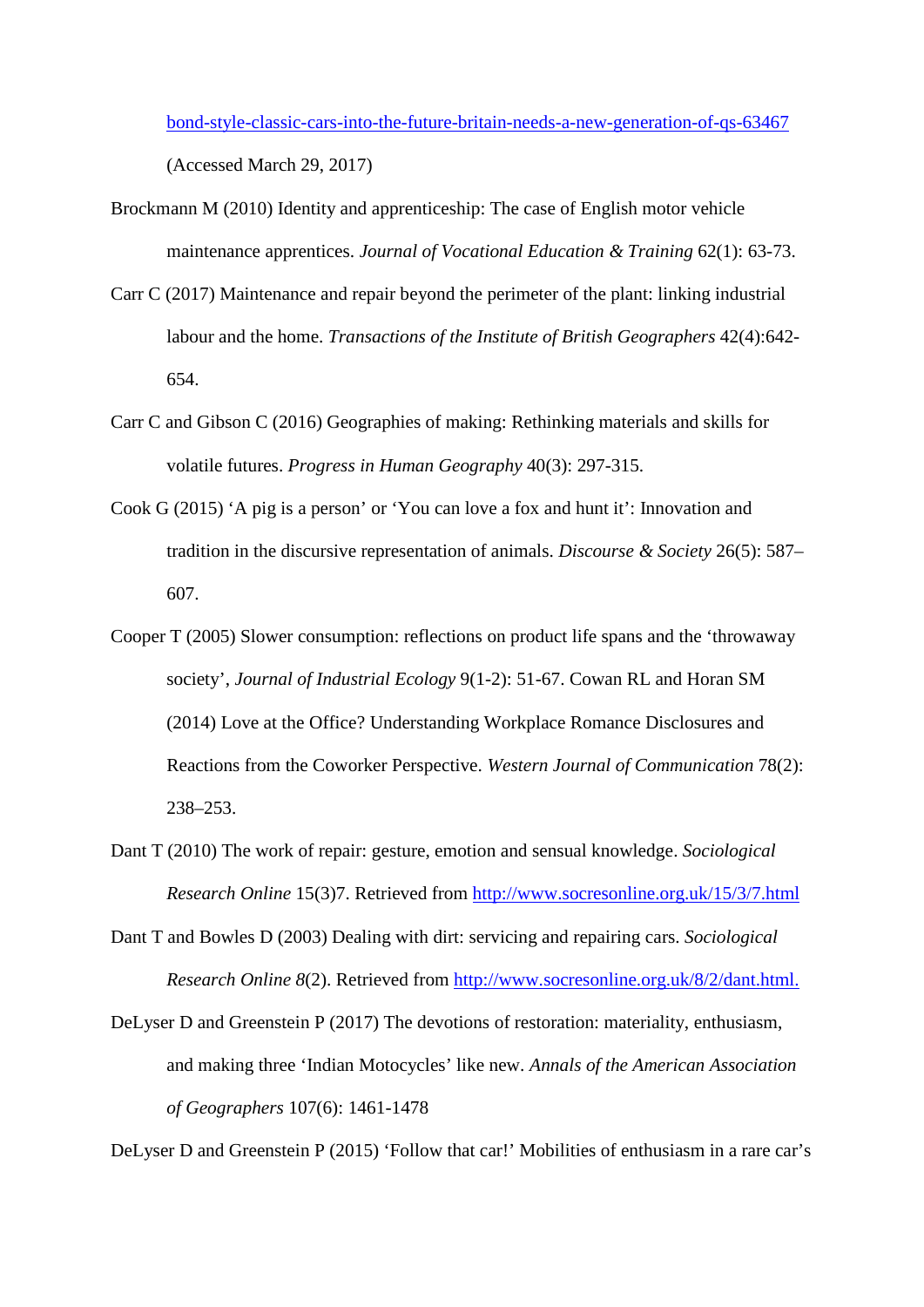bond-style-classic-cars-into-the-future-britain-needs-a-new-generation-of-qs-63467 (Accessed March 29, 2017)

Brockmann M (2010) Identity and apprenticeship: The case of English motor vehicle maintenance apprentices. *Journal of Vocational Education & Training* 62(1): 63-73.

Carr C (2017) Maintenance and repair beyond the perimeter of the plant: linking industrial labour and the home. *Transactions of the Institute of British Geographers* 42(4):642-654.

Carr C and Gibson C (2016) Geographies of making: Rethinking materials and skills for volatile futures. *Progress in Human Geography* 40(3): 297-315.

Cook G (2015) 'A pig is a person' or 'You can love a fox and hunt it': Innovation and tradition in the discursive representation of animals. *Discourse & Society* 26(5): 587–607.

Cooper T (2005) Slower consumption: reflections on product life spans and the 'throwaway society', *Journal of Industrial Ecology* 9(1-2): 51-67. Cowan RL and Horan SM (2014) Love at the Office? Understanding Workplace Romance Disclosures and Reactions from the Coworker Perspective. *Western Journal of Communication* 78(2): 238–253.

Dant T (2010) The work of repair: gesture, emotion and sensual knowledge. *Sociological Research Online* 15(3)7. Retrieved from http://www.socresonline.org.uk/15/3/7.html

Dant T and Bowles D (2003) Dealing with dirt: servicing and repairing cars. *Sociological Research Online 8*(2). Retrieved from http://www.socresonline.org.uk/8/2/dant.html.

DeLyser D and Greenstein P (2017) The devotions of restoration: materiality, enthusiasm, and making three 'Indian Motocycles' like new. *Annals of the American Association of Geographers* 107(6): 1461-1478

DeLyser D and Greenstein P (2015) 'Follow that car!' Mobilities of enthusiasm in a rare car's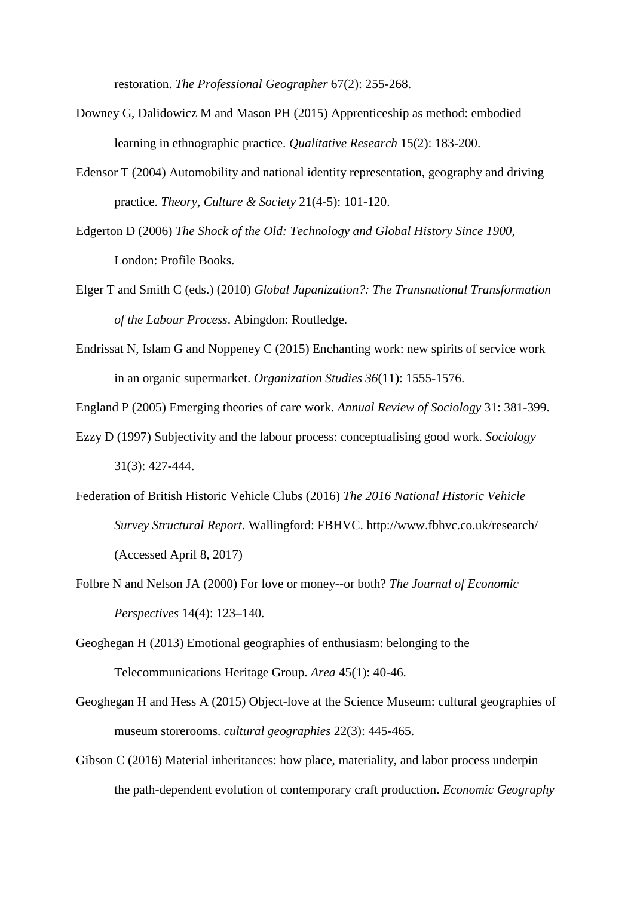restoration. *The Professional Geographer* 67(2): 255-268.

Downey G, Dalidowicz M and Mason PH (2015) Apprenticeship as method: embodied learning in ethnographic practice. *Qualitative Research* 15(2): 183-200.

Edensor T (2004) Automobility and national identity representation, geography and driving practice. *Theory, Culture & Society* 21(4-5): 101-120.

Edgerton D (2006) *The Shock of the Old: Technology and Global History Since 1900*, London: Profile Books.

Elger T and Smith C (eds.) (2010) *Global Japanization?: The Transnational Transformation of the Labour Process*. Abingdon: Routledge.

Endrissat N, Islam G and Noppeney C (2015) Enchanting work: new spirits of service work in an organic supermarket. *Organization Studies 36*(11): 1555-1576.

England P (2005) Emerging theories of care work. *Annual Review of Sociology* 31: 381-399.

Ezzy D (1997) Subjectivity and the labour process: conceptualising good work. *Sociology* 31(3): 427-444.

Federation of British Historic Vehicle Clubs (2016) *The 2016 National Historic Vehicle Survey Structural Report*. Wallingford: FBHVC. http://www.fbhvc.co.uk/research/ (Accessed April 8, 2017)

Folbre N and Nelson JA (2000) For love or money--or both? *The Journal of Economic Perspectives* 14(4): 123–140.

Geoghegan H (2013) Emotional geographies of enthusiasm: belonging to the Telecommunications Heritage Group. *Area* 45(1): 40-46.

Geoghegan H and Hess A (2015) Object-love at the Science Museum: cultural geographies of museum storerooms. *cultural geographies* 22(3): 445-465.

Gibson C (2016) Material inheritances: how place, materiality, and labor process underpin the path-dependent evolution of contemporary craft production. *Economic Geography*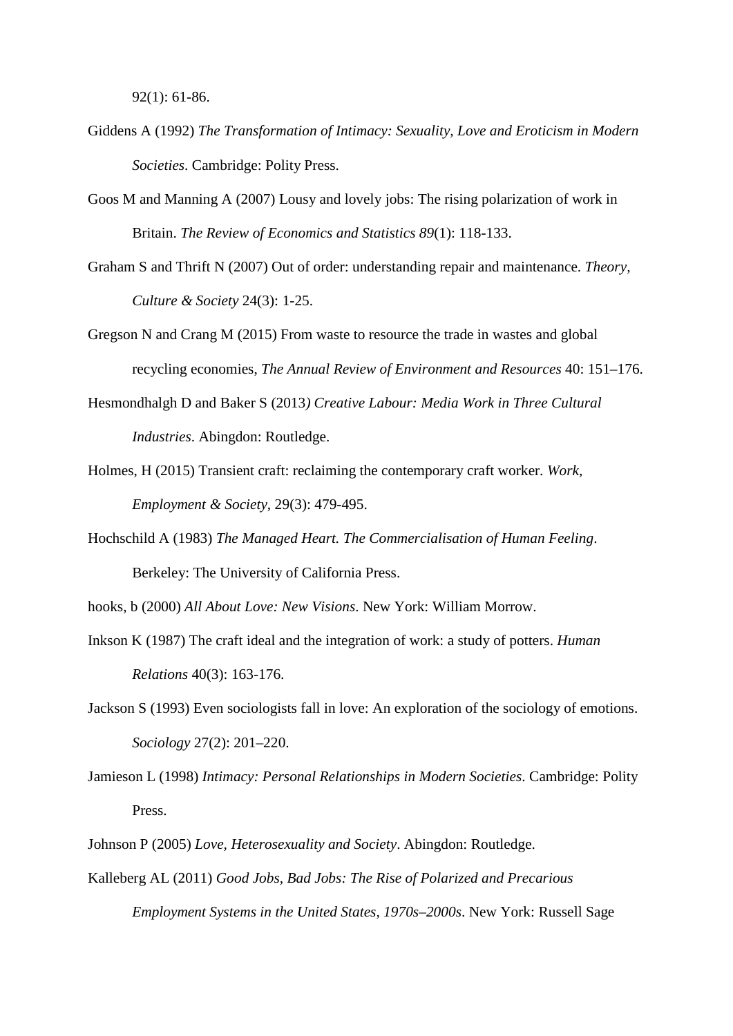92(1): 61-86.

Giddens A (1992) *The Transformation of Intimacy: Sexuality, Love and Eroticism in Modern Societies*. Cambridge: Polity Press.

Goos M and Manning A (2007) Lousy and lovely jobs: The rising polarization of work in Britain. *The Review of Economics and Statistics 89*(1): 118-133.

Graham S and Thrift N (2007) Out of order: understanding repair and maintenance. *Theory, Culture & Society* 24(3): 1-25.

Gregson N and Crang M (2015) From waste to resource the trade in wastes and global recycling economies, *The Annual Review of Environment and Resources* 40: 151–176.

Hesmondhalgh D and Baker S (2013*) Creative Labour: Media Work in Three Cultural Industries*. Abingdon: Routledge.

Holmes, H (2015) Transient craft: reclaiming the contemporary craft worker. *Work, Employment & Society*, 29(3): 479-495.

Hochschild A (1983) *The Managed Heart. The Commercialisation of Human Feeling*. Berkeley: The University of California Press.

hooks, b (2000) *All About Love: New Visions*. New York: William Morrow.

Inkson K (1987) The craft ideal and the integration of work: a study of potters. *Human Relations* 40(3): 163-176.

Jackson S (1993) Even sociologists fall in love: An exploration of the sociology of emotions. *Sociology* 27(2): 201–220.

Jamieson L (1998) *Intimacy: Personal Relationships in Modern Societies*. Cambridge: Polity Press.

Johnson P (2005) *Love, Heterosexuality and Society*. Abingdon: Routledge.

Kalleberg AL (2011) *Good Jobs, Bad Jobs: The Rise of Polarized and Precarious Employment Systems in the United States, 1970s–2000s*. New York: Russell Sage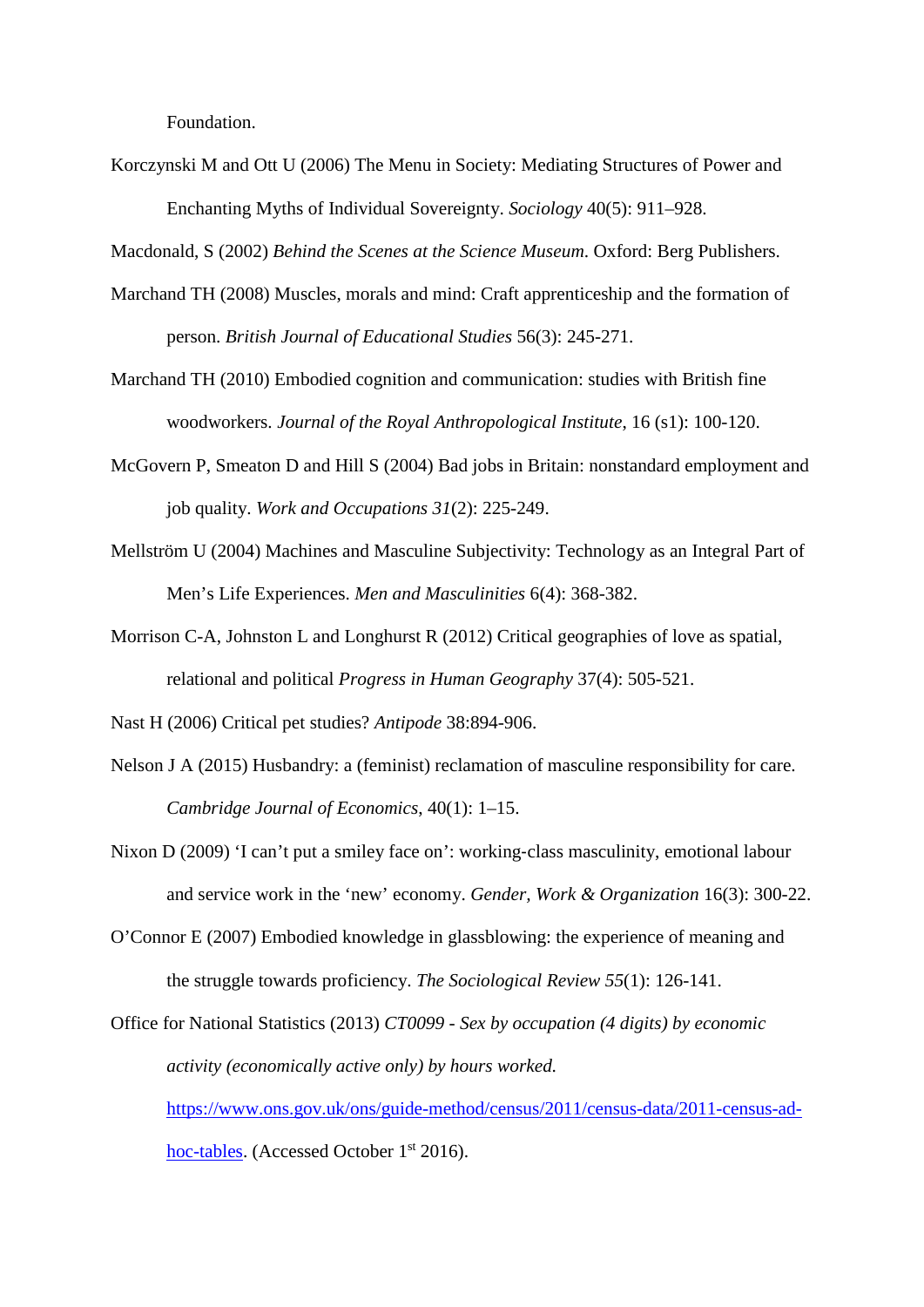Foundation.

Korczynski M and Ott U (2006) The Menu in Society: Mediating Structures of Power and Enchanting Myths of Individual Sovereignty. *Sociology* 40(5): 911–928.

Macdonald, S (2002) *Behind the Scenes at the Science Museum*. Oxford: Berg Publishers.

Marchand TH (2008) Muscles, morals and mind: Craft apprenticeship and the formation of person. *British Journal of Educational Studies* 56(3): 245-271.

Marchand TH (2010) Embodied cognition and communication: studies with British fine woodworkers. *Journal of the Royal Anthropological Institute*, 16 (s1): 100-120.

McGovern P, Smeaton D and Hill S (2004) Bad jobs in Britain: nonstandard employment and job quality. *Work and Occupations 31*(2): 225-249.

Mellström U (2004) Machines and Masculine Subjectivity: Technology as an Integral Part of Men's Life Experiences. *Men and Masculinities* 6(4): 368-382.

Morrison C-A, Johnston L and Longhurst R (2012) Critical geographies of love as spatial, relational and political *Progress in Human Geography* 37(4): 505-521.

Nast H (2006) Critical pet studies? *Antipode* 38:894-906.

Nelson J A (2015) Husbandry: a (feminist) reclamation of masculine responsibility for care. *Cambridge Journal of Economics*, 40(1): 1–15.

Nixon D (2009) 'I can't put a smiley face on': working-class masculinity, emotional labour and service work in the 'new' economy. *Gender, Work & Organization* 16(3): 300-22.

O'Connor E (2007) Embodied knowledge in glassblowing: the experience of meaning and the struggle towards proficiency. *The Sociological Review 55*(1): 126-141.

Office for National Statistics (2013) *CT0099 - Sex by occupation (4 digits) by economic activity (economically active only) by hours worked.* https://www.ons.gov.uk/ons/guide-method/census/2011/census-data/2011-census-ad-hoc-tables. (Accessed October 1st 2016).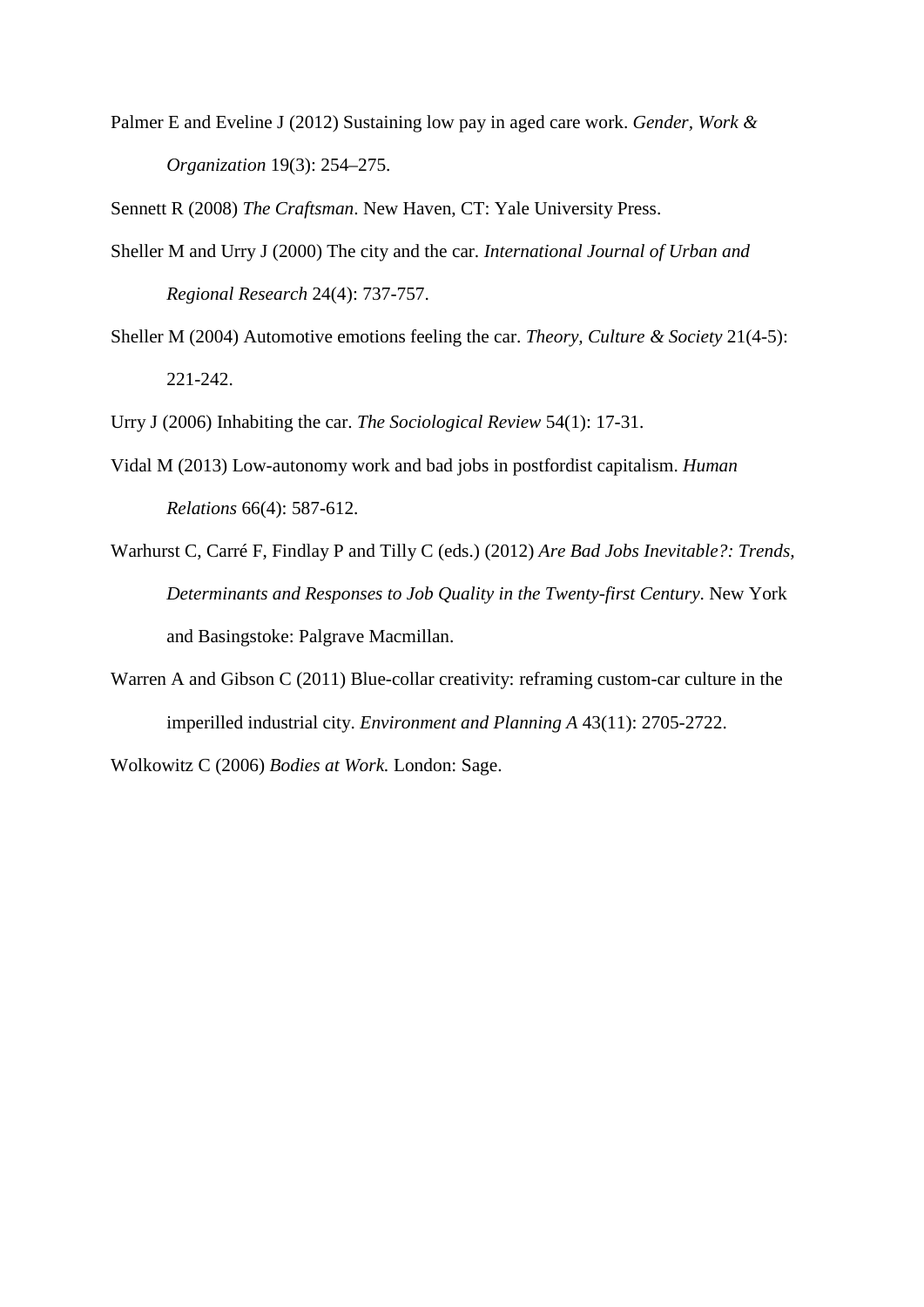Palmer E and Eveline J (2012) Sustaining low pay in aged care work. *Gender, Work & Organization* 19(3): 254–275.

Sennett R (2008) *The Craftsman*. New Haven, CT: Yale University Press.

Sheller M and Urry J (2000) The city and the car. *International Journal of Urban and Regional Research* 24(4): 737-757.

Sheller M (2004) Automotive emotions feeling the car. *Theory, Culture & Society* 21(4-5): 221-242.

Urry J (2006) Inhabiting the car. *The Sociological Review* 54(1): 17-31.

Vidal M (2013) Low-autonomy work and bad jobs in postfordist capitalism. *Human Relations* 66(4): 587-612.

Warhurst C, Carré F, Findlay P and Tilly C (eds.) (2012) *Are Bad Jobs Inevitable?: Trends, Determinants and Responses to Job Quality in the Twenty-first Century*. New York and Basingstoke: Palgrave Macmillan.

Warren A and Gibson C (2011) Blue-collar creativity: reframing custom-car culture in the imperilled industrial city. *Environment and Planning A* 43(11): 2705-2722.

Wolkowitz C (2006) *Bodies at Work.* London: Sage.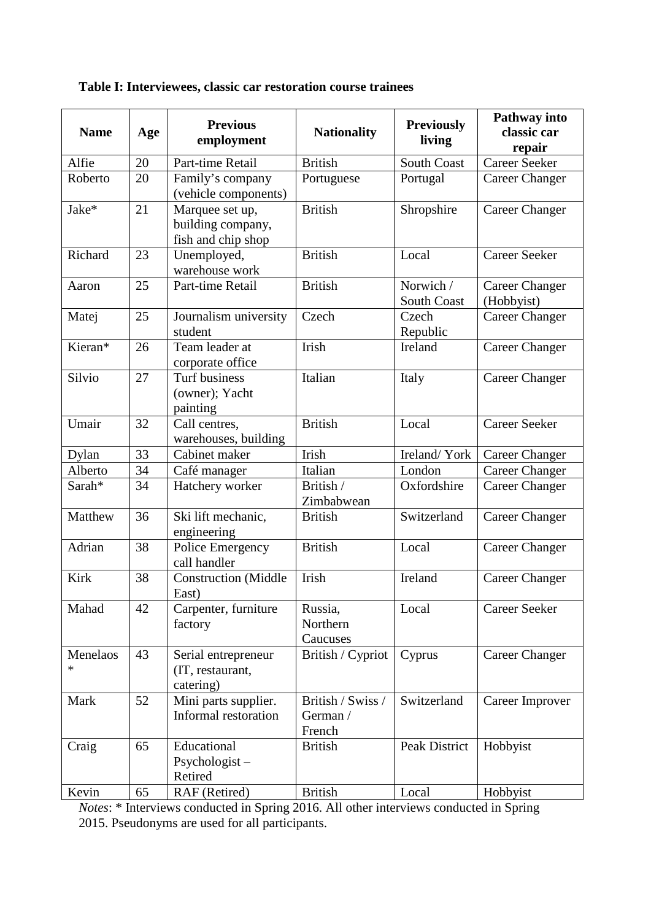**Table I: Interviewees, classic car restoration course trainees**

| Name | Age | Previous employment | Nationality | Previously living | Pathway into classic car repair |
|---|---|---|---|---|---|
| Alfie | 20 | Part-time Retail | British | South Coast | Career Seeker |
| Roberto | 20 | Family's company (vehicle components) | Portuguese | Portugal | Career Changer |
| Jake* | 21 | Marquee set up, building company, fish and chip shop | British | Shropshire | Career Changer |
| Richard | 23 | Unemployed, warehouse work | British | Local | Career Seeker |
| Aaron | 25 | Part-time Retail | British | Norwich / South Coast | Career Changer (Hobbyist) |
| Matej | 25 | Journalism university student | Czech | Czech Republic | Career Changer |
| Kieran* | 26 | Team leader at corporate office | Irish | Ireland | Career Changer |
| Silvio | 27 | Turf business (owner); Yacht painting | Italian | Italy | Career Changer |
| Umair | 32 | Call centres, warehouses, building | British | Local | Career Seeker |
| Dylan | 33 | Cabinet maker | Irish | Ireland/ York | Career Changer |
| Alberto | 34 | Café manager | Italian | London | Career Changer |
| Sarah* | 34 | Hatchery worker | British / Zimbabwean | Oxfordshire | Career Changer |
| Matthew | 36 | Ski lift mechanic, engineering | British | Switzerland | Career Changer |
| Adrian | 38 | Police Emergency call handler | British | Local | Career Changer |
| Kirk | 38 | Construction (Middle East) | Irish | Ireland | Career Changer |
| Mahad | 42 | Carpenter, furniture factory | Russia, Northern Caucuses | Local | Career Seeker |
| Menelaos * | 43 | Serial entrepreneur (IT, restaurant, catering) | British / Cypriot | Cyprus | Career Changer |
| Mark | 52 | Mini parts supplier. Informal restoration | British / Swiss / German / French | Switzerland | Career Improver |
| Craig | 65 | Educational Psychologist – Retired | British | Peak District | Hobbyist |
| Kevin | 65 | RAF (Retired) | British | Local | Hobbyist |

*Notes*: * Interviews conducted in Spring 2016. All other interviews conducted in Spring 2015. Pseudonyms are used for all participants.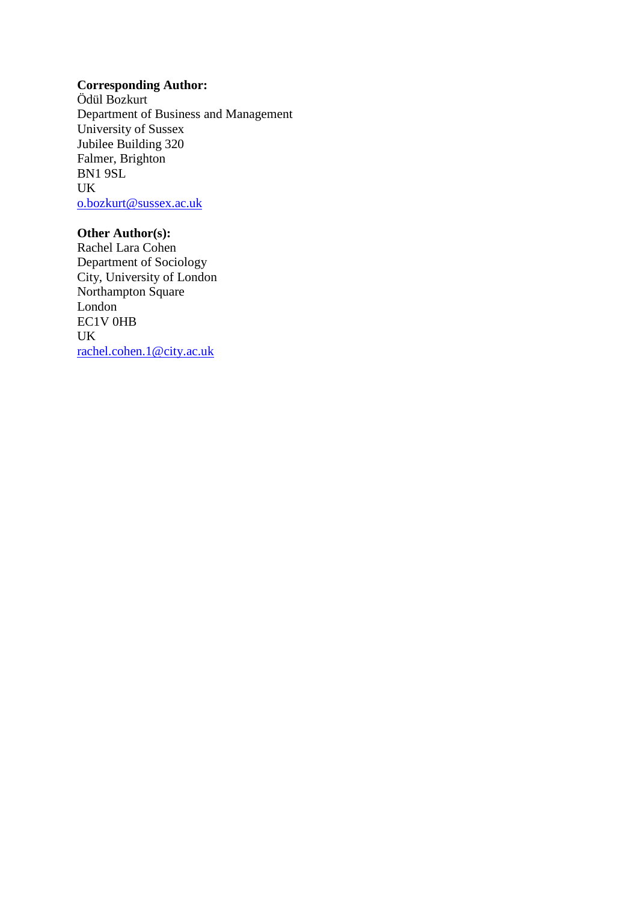**Corresponding Author:**
Ödül Bozkurt
Department of Business and Management
University of Sussex
Jubilee Building 320
Falmer, Brighton
BN1 9SL
UK
o.bozkurt@sussex.ac.uk

**Other Author(s):**
Rachel Lara Cohen
Department of Sociology
City, University of London
Northampton Square
London
EC1V 0HB
UK
rachel.cohen.1@city.ac.uk